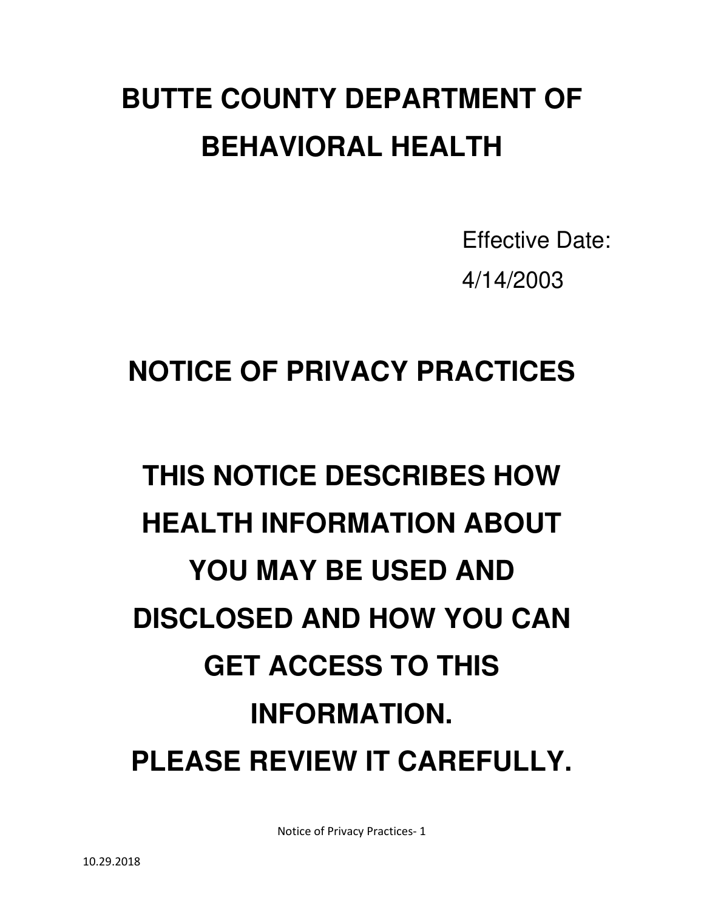# BUTTE COUNTY DEPARTMENT OF BEHAVIORAL HEALTH

Effective Date:
4/14/2003

# NOTICE OF PRIVACY PRACTICES

## THIS NOTICE DESCRIBES HOW HEALTH INFORMATION ABOUT YOU MAY BE USED AND DISCLOSED AND HOW YOU CAN GET ACCESS TO THIS INFORMATION.
## PLEASE REVIEW IT CAREFULLY.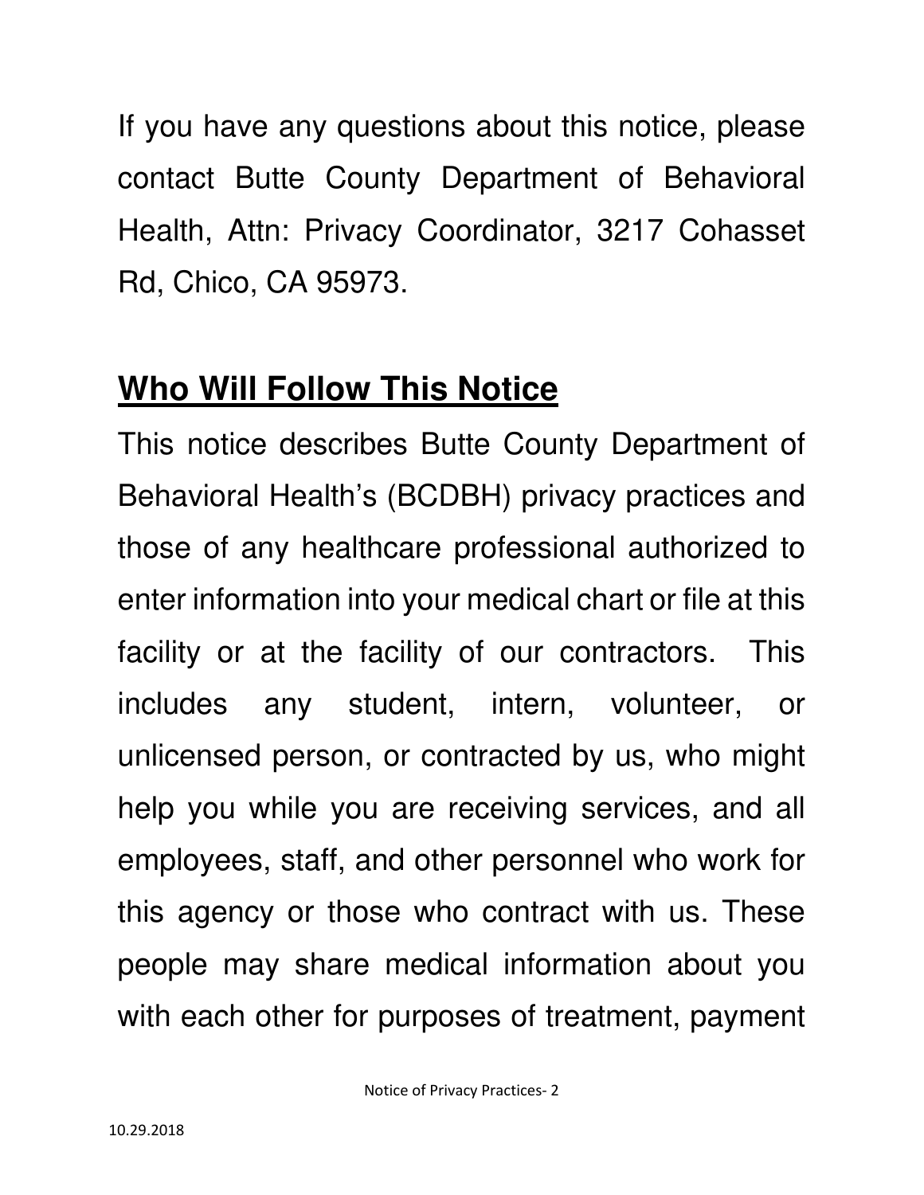If you have any questions about this notice, please contact Butte County Department of Behavioral Health, Attn: Privacy Coordinator, 3217 Cohasset Rd, Chico, CA 95973.

## Who Will Follow This Notice

This notice describes Butte County Department of Behavioral Health's (BCDBH) privacy practices and those of any healthcare professional authorized to enter information into your medical chart or file at this facility or at the facility of our contractors. This includes any student, intern, volunteer, or unlicensed person, or contracted by us, who might help you while you are receiving services, and all employees, staff, and other personnel who work for this agency or those who contract with us. These people may share medical information about you with each other for purposes of treatment, payment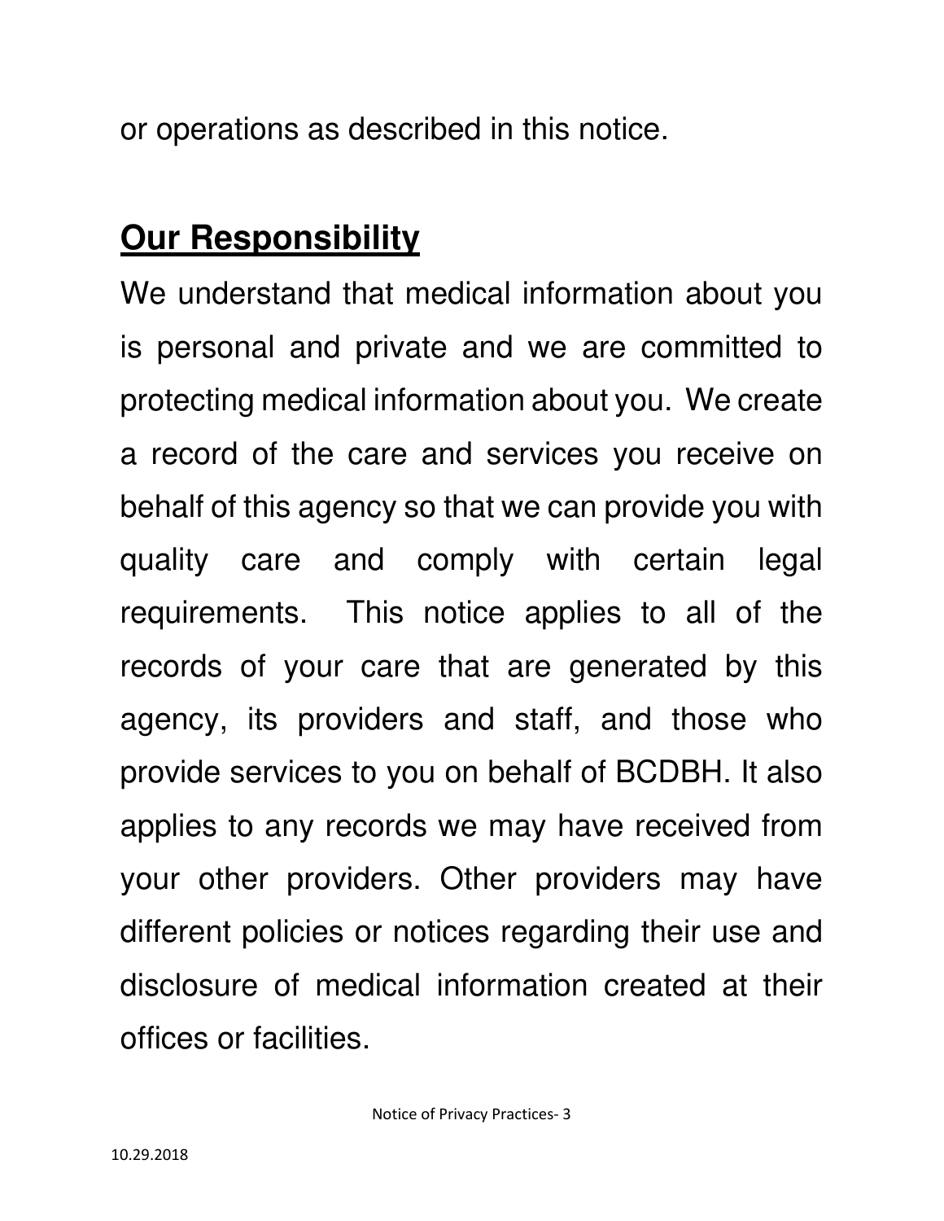or operations as described in this notice.

## Our Responsibility

We understand that medical information about you is personal and private and we are committed to protecting medical information about you. We create a record of the care and services you receive on behalf of this agency so that we can provide you with quality care and comply with certain legal requirements. This notice applies to all of the records of your care that are generated by this agency, its providers and staff, and those who provide services to you on behalf of BCDBH. It also applies to any records we may have received from your other providers. Other providers may have different policies or notices regarding their use and disclosure of medical information created at their offices or facilities.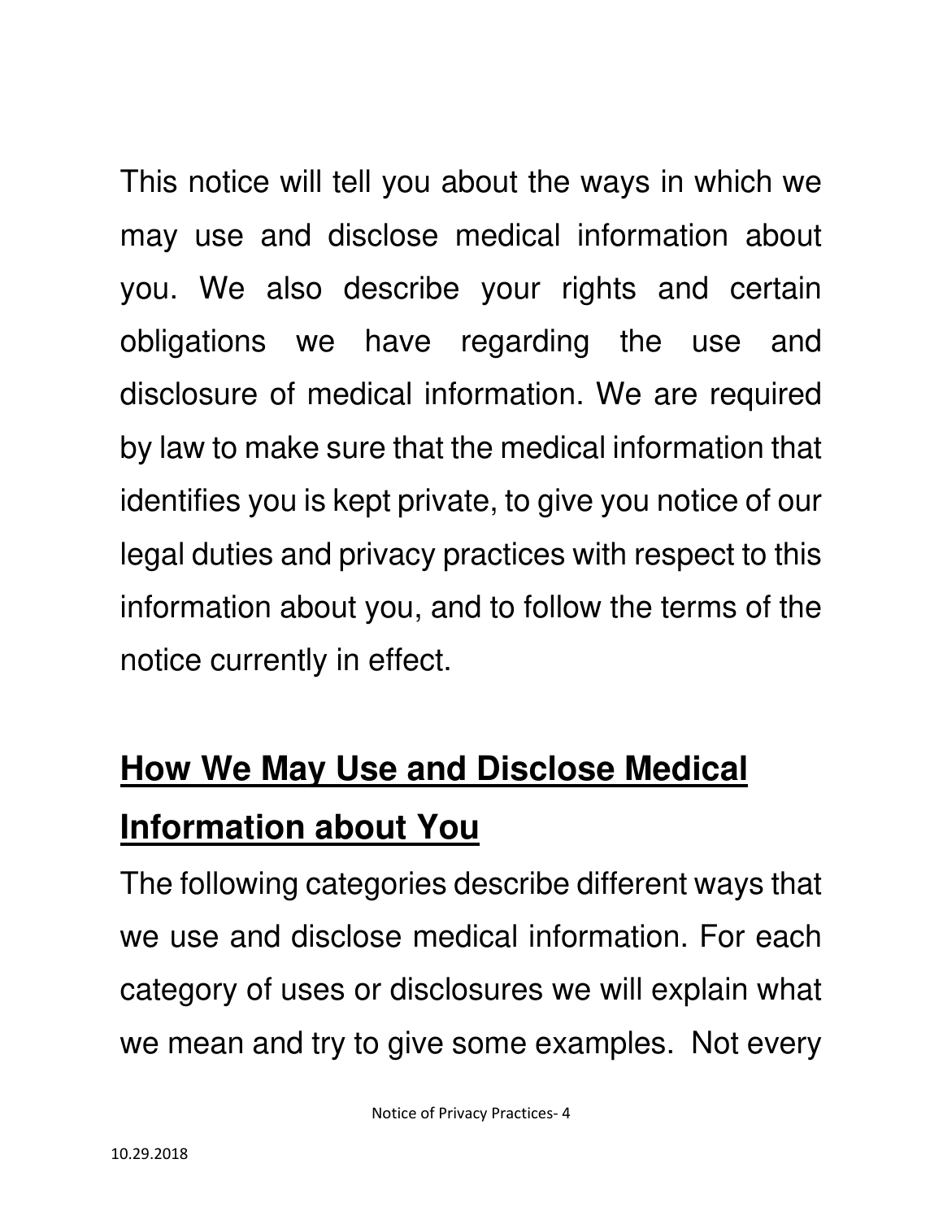This notice will tell you about the ways in which we may use and disclose medical information about you. We also describe your rights and certain obligations we have regarding the use and disclosure of medical information. We are required by law to make sure that the medical information that identifies you is kept private, to give you notice of our legal duties and privacy practices with respect to this information about you, and to follow the terms of the notice currently in effect.

## How We May Use and Disclose Medical Information about You

The following categories describe different ways that we use and disclose medical information. For each category of uses or disclosures we will explain what we mean and try to give some examples. Not every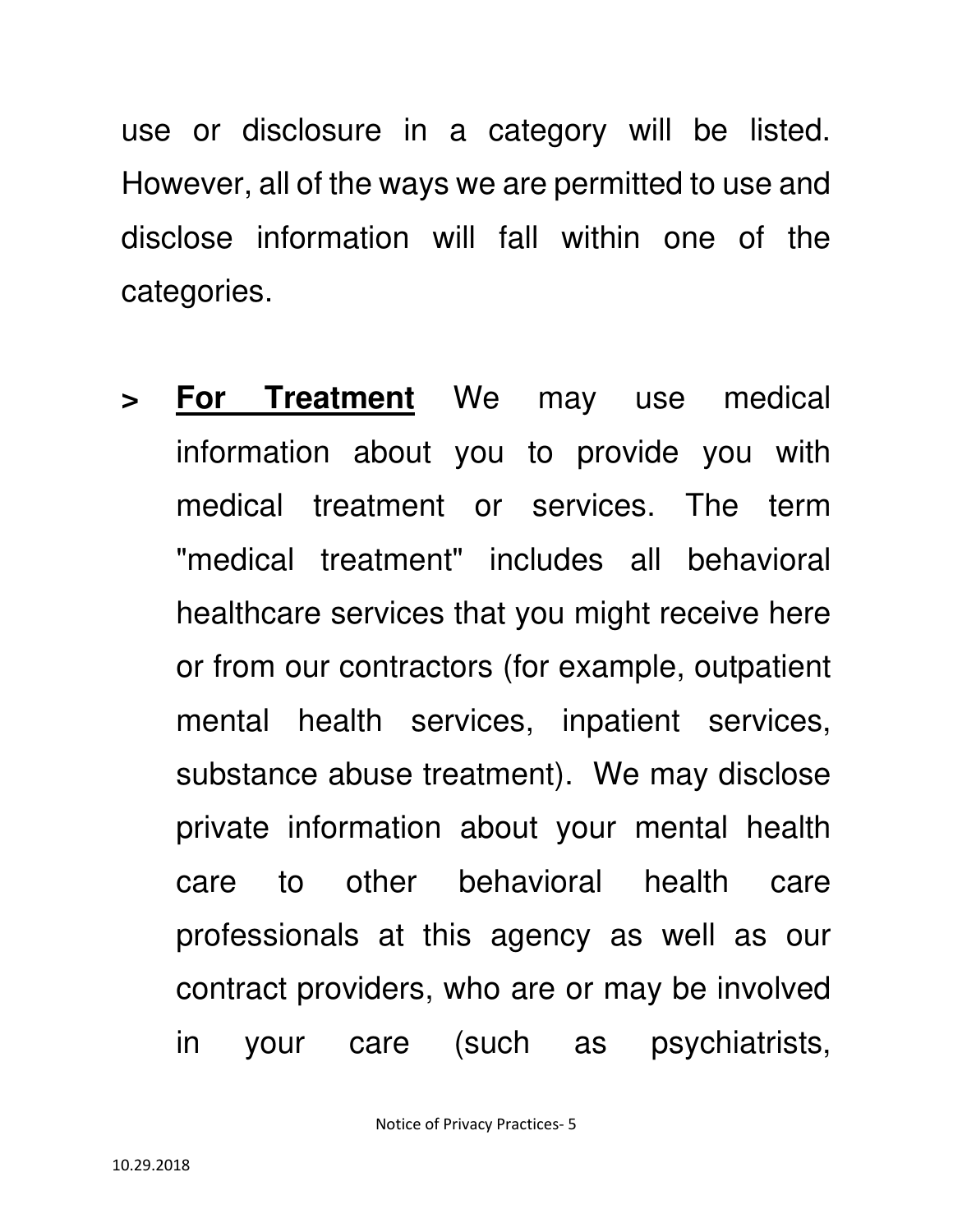use or disclosure in a category will be listed. However, all of the ways we are permitted to use and disclose information will fall within one of the categories.

> **For Treatment** We may use medical information about you to provide you with medical treatment or services. The term "medical treatment" includes all behavioral healthcare services that you might receive here or from our contractors (for example, outpatient mental health services, inpatient services, substance abuse treatment). We may disclose private information about your mental health care to other behavioral health care professionals at this agency as well as our contract providers, who are or may be involved in your care (such as psychiatrists,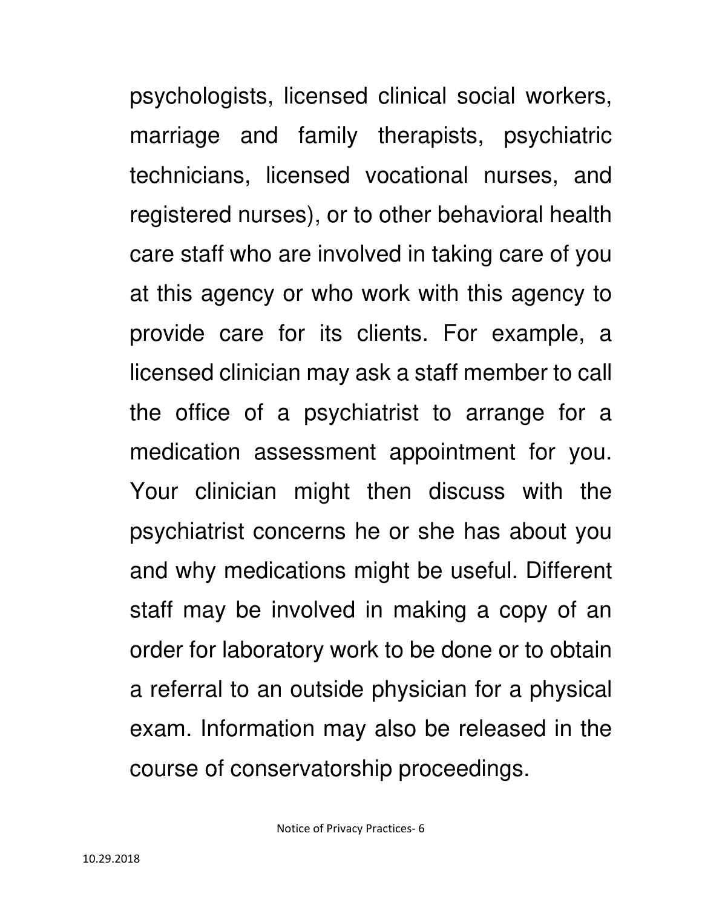psychologists, licensed clinical social workers, marriage and family therapists, psychiatric technicians, licensed vocational nurses, and registered nurses), or to other behavioral health care staff who are involved in taking care of you at this agency or who work with this agency to provide care for its clients. For example, a licensed clinician may ask a staff member to call the office of a psychiatrist to arrange for a medication assessment appointment for you. Your clinician might then discuss with the psychiatrist concerns he or she has about you and why medications might be useful. Different staff may be involved in making a copy of an order for laboratory work to be done or to obtain a referral to an outside physician for a physical exam. Information may also be released in the course of conservatorship proceedings.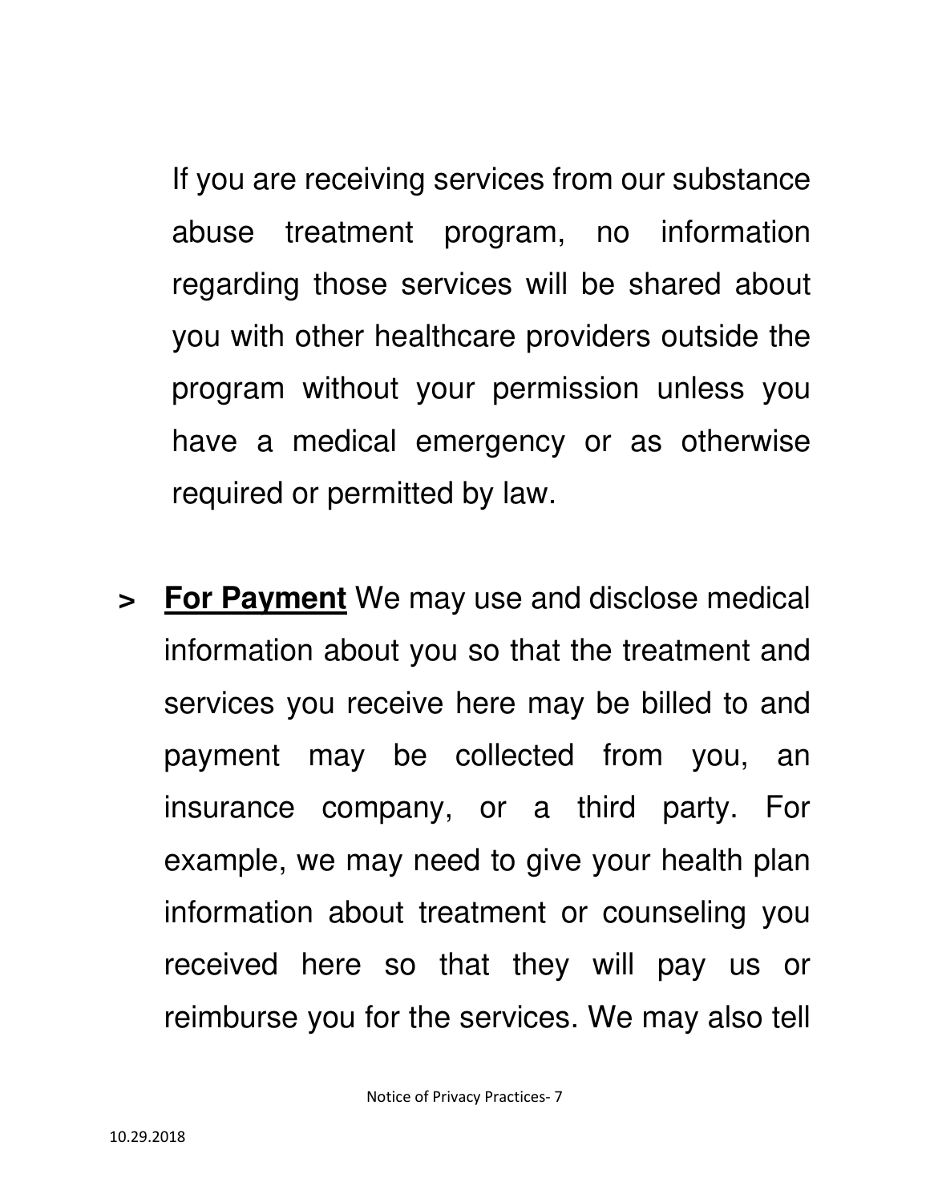If you are receiving services from our substance abuse treatment program, no information regarding those services will be shared about you with other healthcare providers outside the program without your permission unless you have a medical emergency or as otherwise required or permitted by law.

> **For Payment** We may use and disclose medical information about you so that the treatment and services you receive here may be billed to and payment may be collected from you, an insurance company, or a third party. For example, we may need to give your health plan information about treatment or counseling you received here so that they will pay us or reimburse you for the services. We may also tell

10.29.2018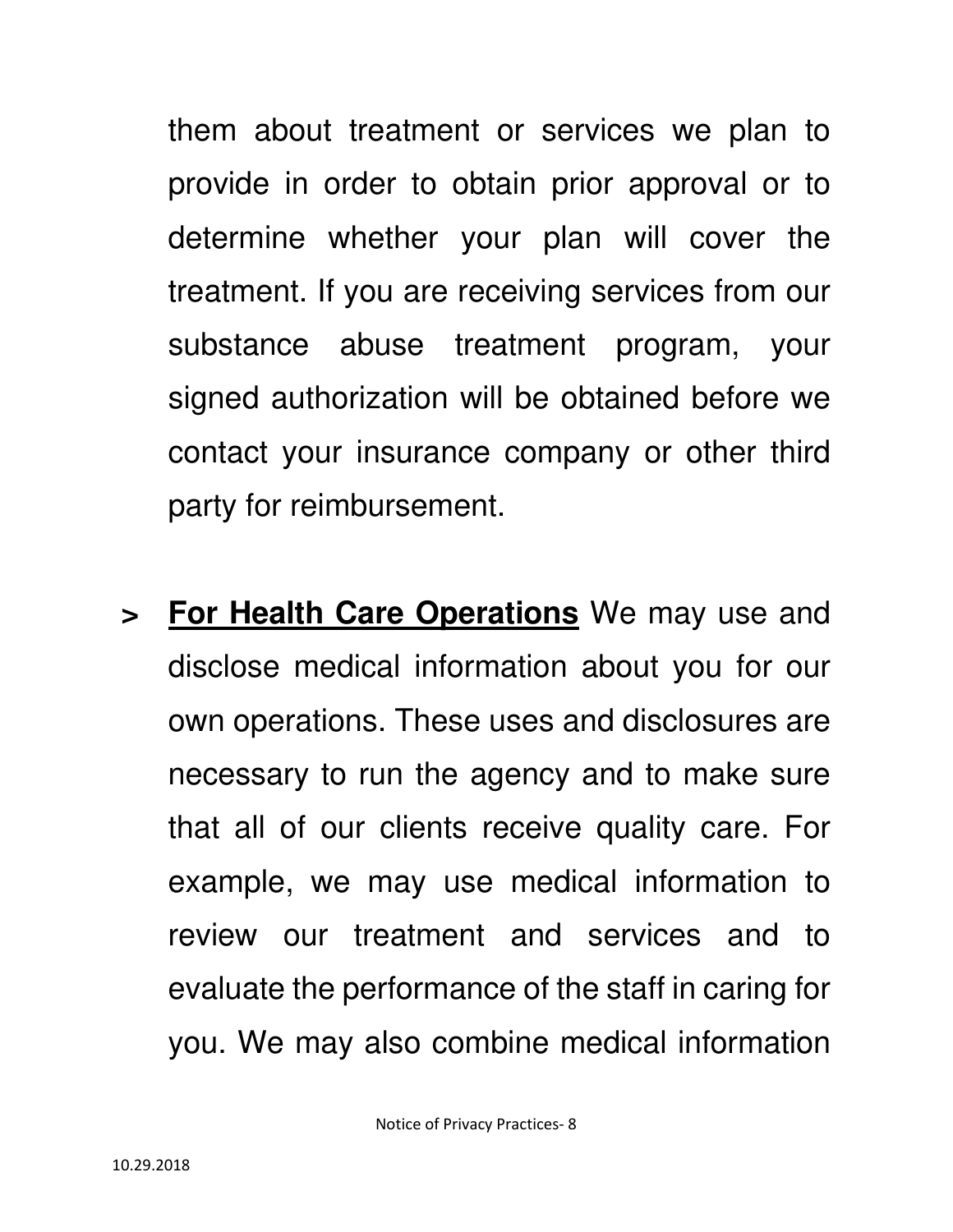them about treatment or services we plan to provide in order to obtain prior approval or to determine whether your plan will cover the treatment. If you are receiving services from our substance abuse treatment program, your signed authorization will be obtained before we contact your insurance company or other third party for reimbursement.

> **<u>For Health Care Operations</u>** We may use and disclose medical information about you for our own operations. These uses and disclosures are necessary to run the agency and to make sure that all of our clients receive quality care. For example, we may use medical information to review our treatment and services and to evaluate the performance of the staff in caring for you. We may also combine medical information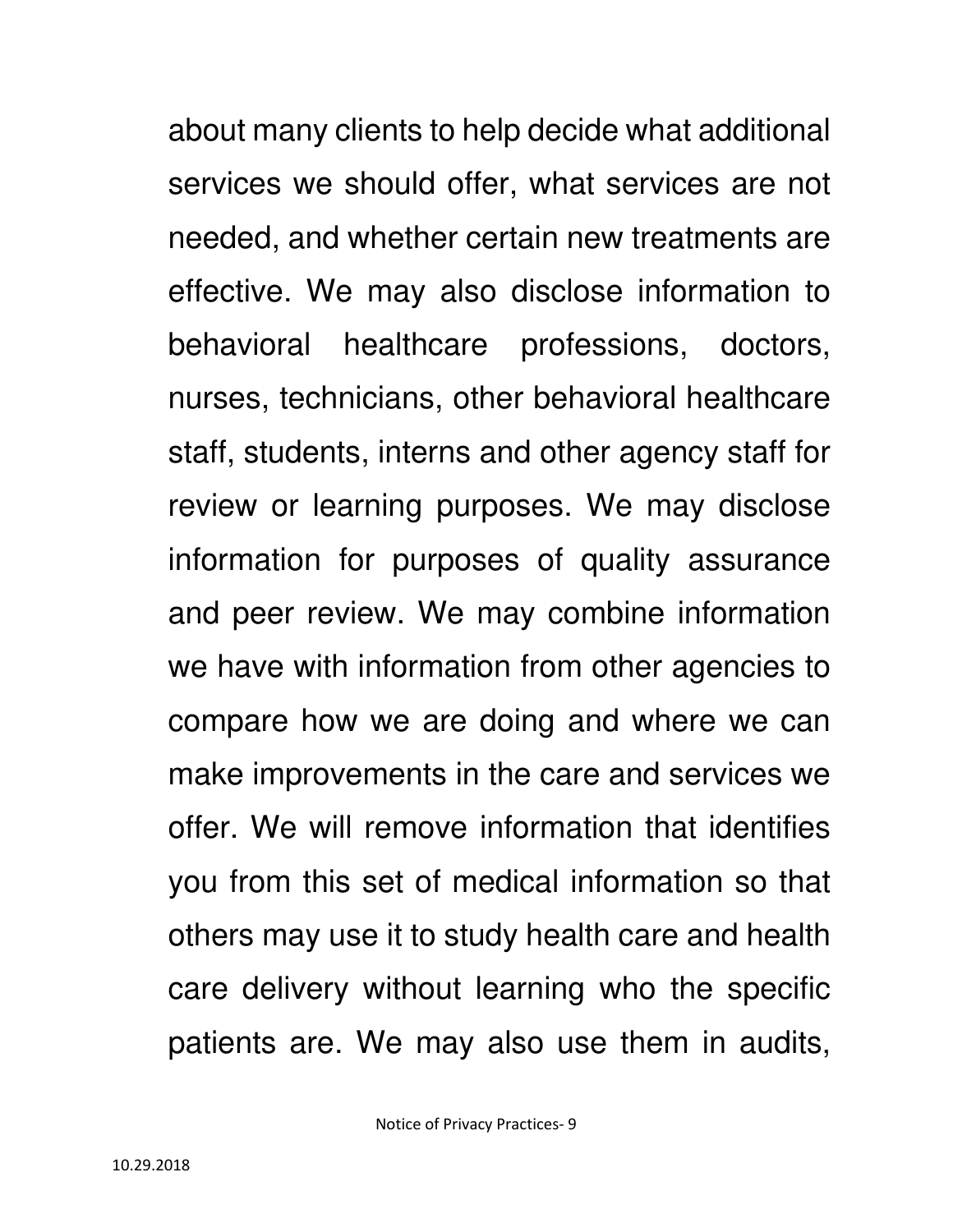about many clients to help decide what additional services we should offer, what services are not needed, and whether certain new treatments are effective. We may also disclose information to behavioral healthcare professions, doctors, nurses, technicians, other behavioral healthcare staff, students, interns and other agency staff for review or learning purposes. We may disclose information for purposes of quality assurance and peer review. We may combine information we have with information from other agencies to compare how we are doing and where we can make improvements in the care and services we offer. We will remove information that identifies you from this set of medical information so that others may use it to study health care and health care delivery without learning who the specific patients are. We may also use them in audits,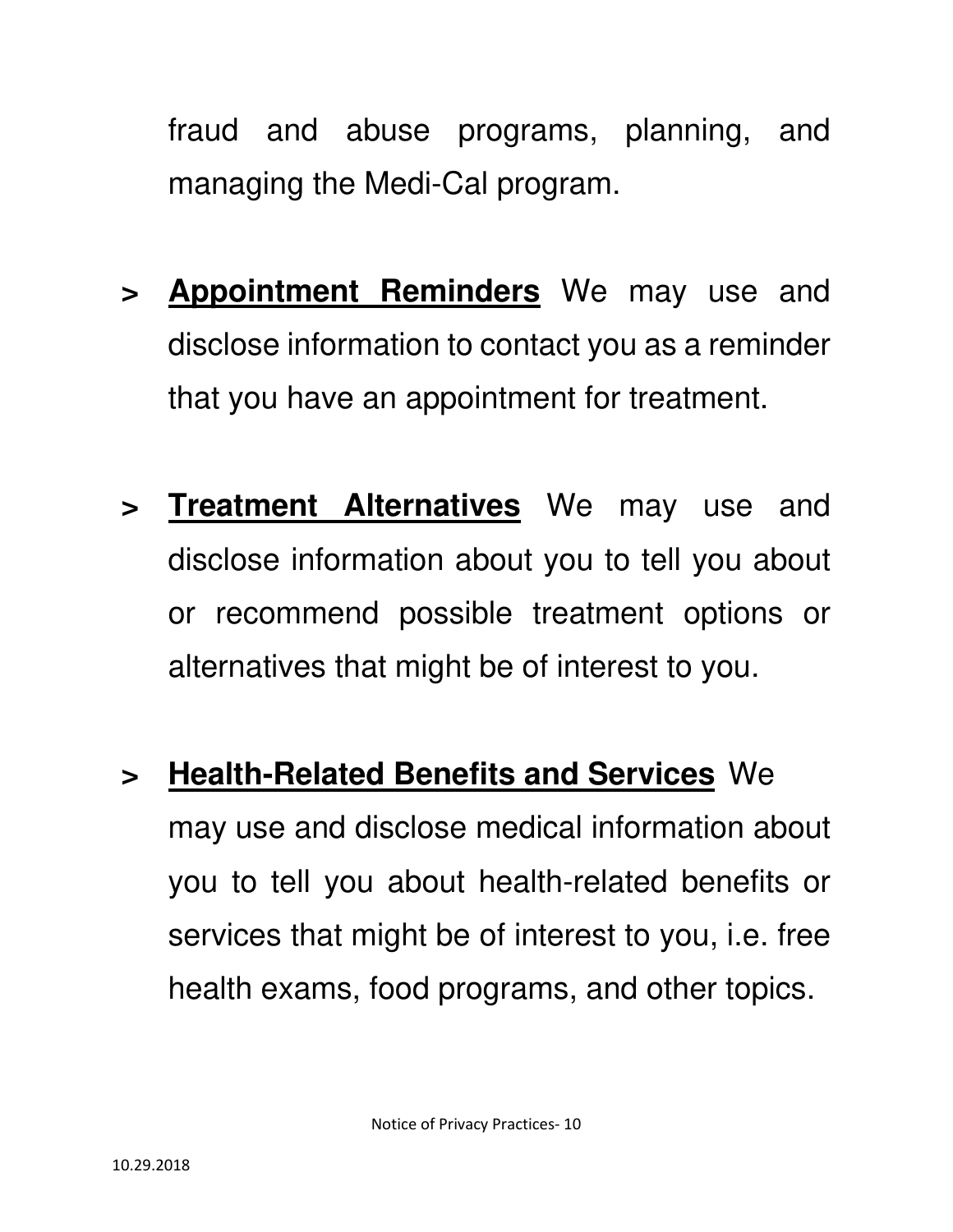fraud and abuse programs, planning, and managing the Medi-Cal program.

> **Appointment Reminders** We may use and disclose information to contact you as a reminder that you have an appointment for treatment.

> **Treatment Alternatives** We may use and disclose information about you to tell you about or recommend possible treatment options or alternatives that might be of interest to you.

> **Health-Related Benefits and Services** We may use and disclose medical information about you to tell you about health-related benefits or services that might be of interest to you, i.e. free health exams, food programs, and other topics.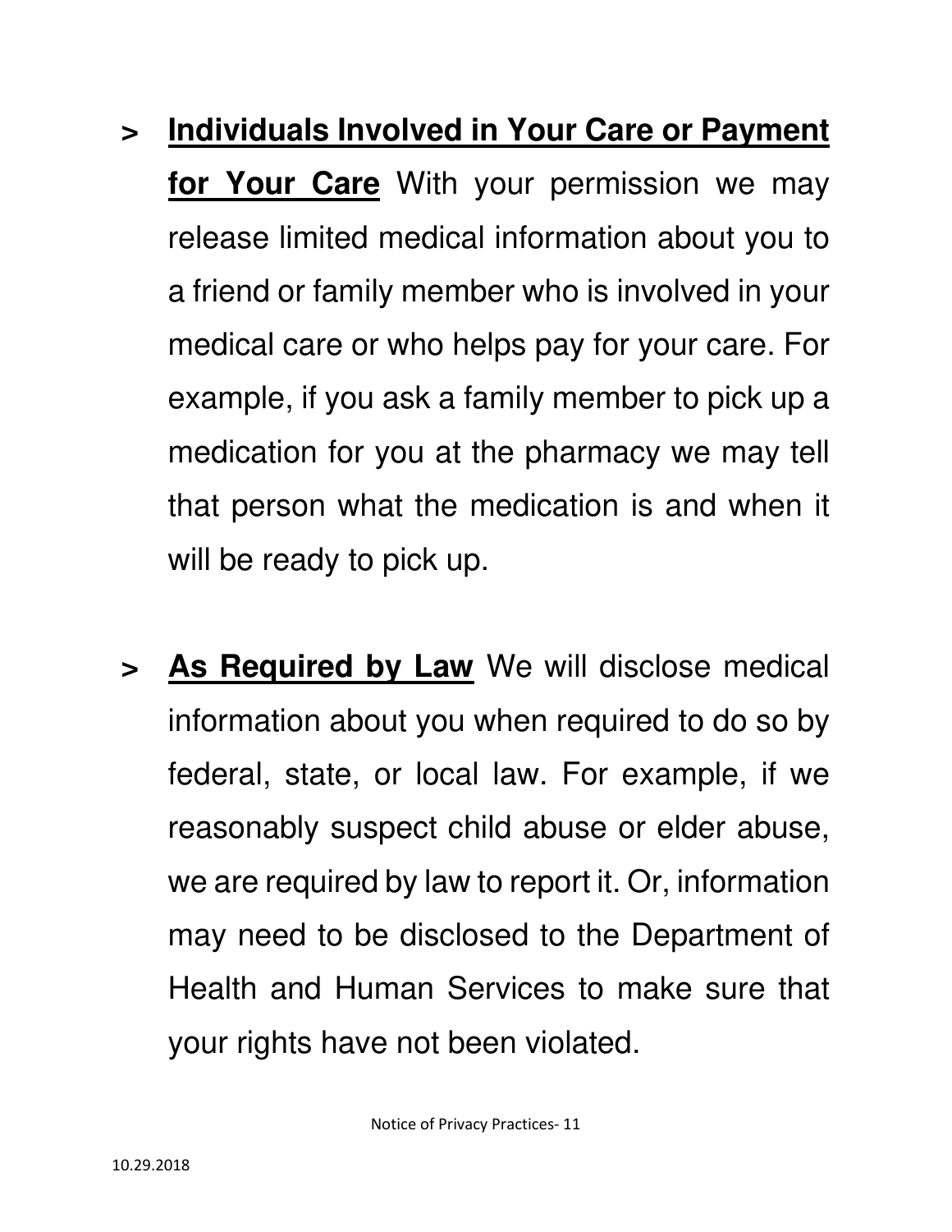- **Individuals Involved in Your Care or Payment for Your Care** With your permission we may release limited medical information about you to a friend or family member who is involved in your medical care or who helps pay for your care. For example, if you ask a family member to pick up a medication for you at the pharmacy we may tell that person what the medication is and when it will be ready to pick up.

- **As Required by Law** We will disclose medical information about you when required to do so by federal, state, or local law. For example, if we reasonably suspect child abuse or elder abuse, we are required by law to report it. Or, information may need to be disclosed to the Department of Health and Human Services to make sure that your rights have not been violated.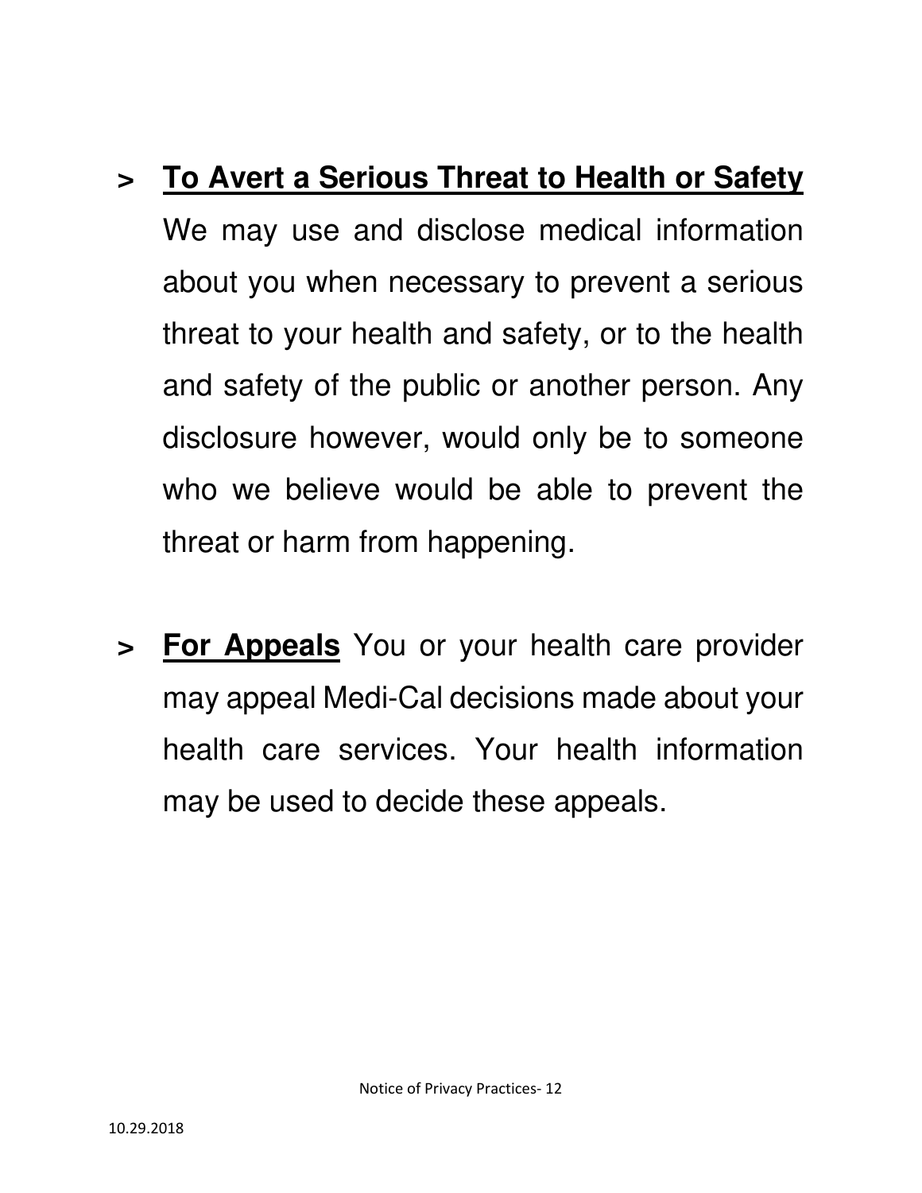> **<u>To Avert a Serious Threat to Health or Safety</u>**
> We may use and disclose medical information about you when necessary to prevent a serious threat to your health and safety, or to the health and safety of the public or another person. Any disclosure however, would only be to someone who we believe would be able to prevent the threat or harm from happening.

> **<u>For Appeals</u>** You or your health care provider may appeal Medi-Cal decisions made about your health care services. Your health information may be used to decide these appeals.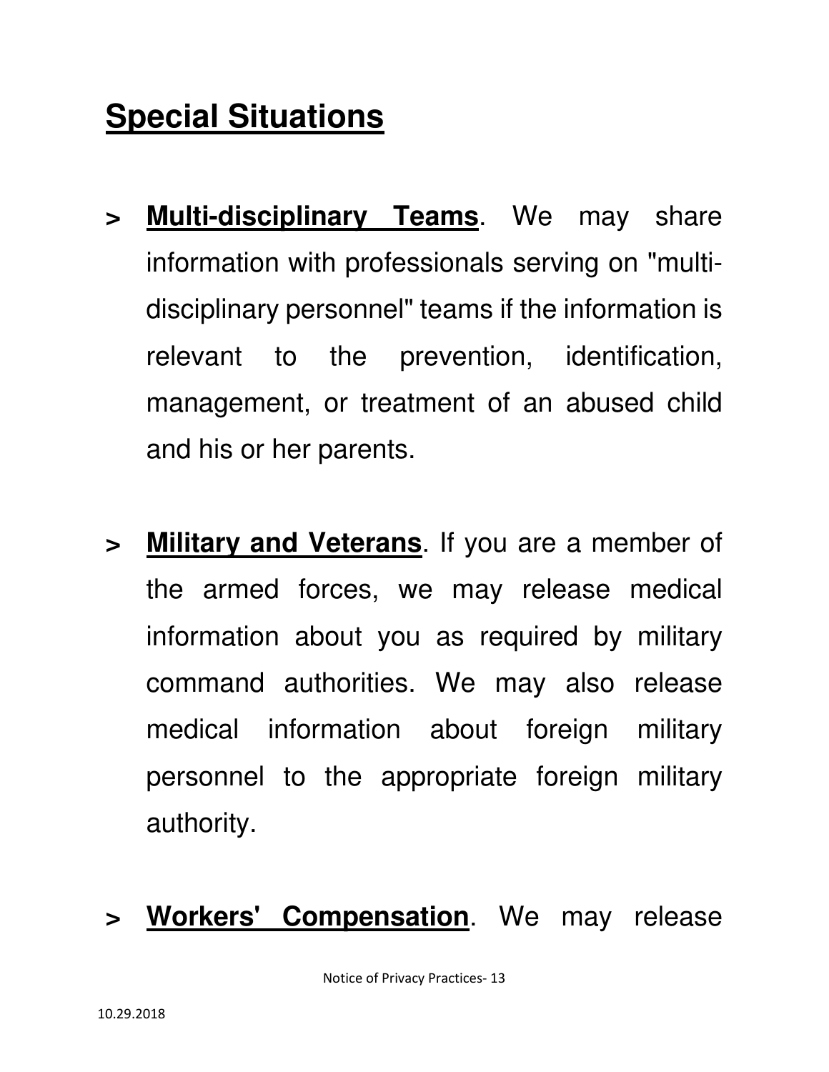## Special Situations

> **Multi-disciplinary Teams**. We may share information with professionals serving on "multi-disciplinary personnel" teams if the information is relevant to the prevention, identification, management, or treatment of an abused child and his or her parents.

> **Military and Veterans**. If you are a member of the armed forces, we may release medical information about you as required by military command authorities. We may also release medical information about foreign military personnel to the appropriate foreign military authority.

> **Workers' Compensation**. We may release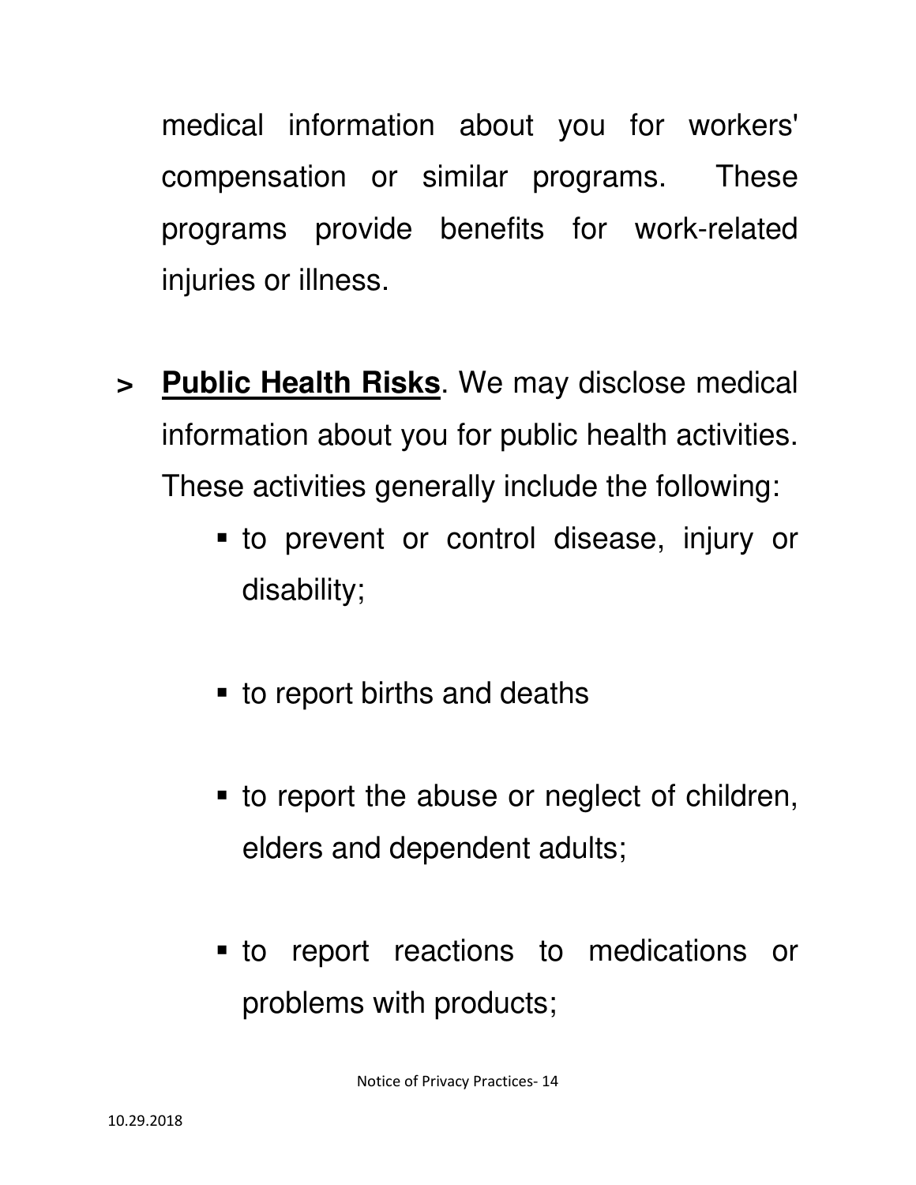medical information about you for workers' compensation or similar programs. These programs provide benefits for work-related injuries or illness.

> **Public Health Risks**. We may disclose medical information about you for public health activities. These activities generally include the following:

  - to prevent or control disease, injury or disability;
  - to report births and deaths
  - to report the abuse or neglect of children, elders and dependent adults;
  - to report reactions to medications or problems with products;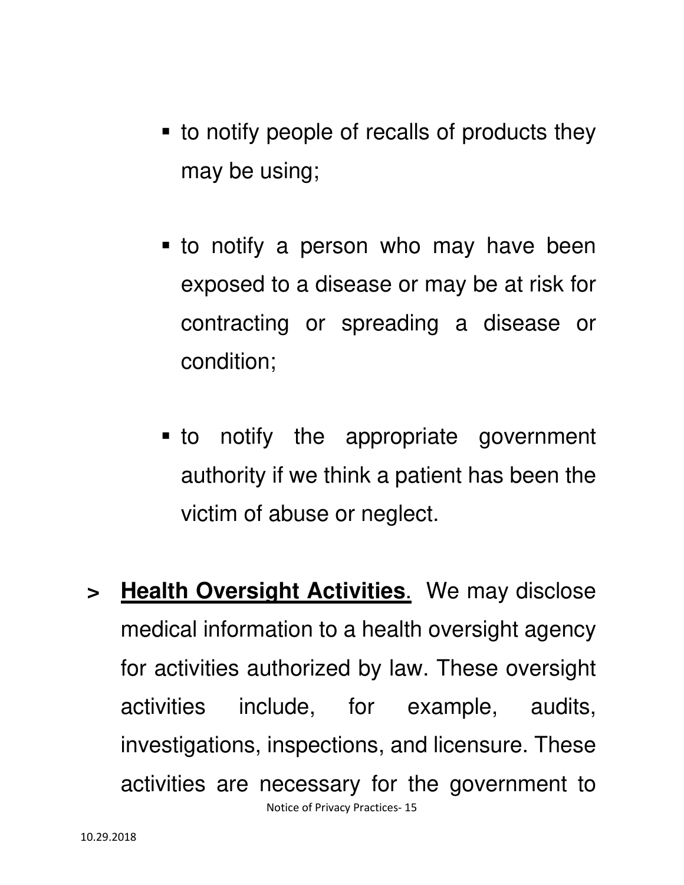- to notify people of recalls of products they may be using;
- to notify a person who may have been exposed to a disease or may be at risk for contracting or spreading a disease or condition;
- to notify the appropriate government authority if we think a patient has been the victim of abuse or neglect.

> **Health Oversight Activities**. We may disclose medical information to a health oversight agency for activities authorized by law. These oversight activities include, for example, audits, investigations, inspections, and licensure. These activities are necessary for the government to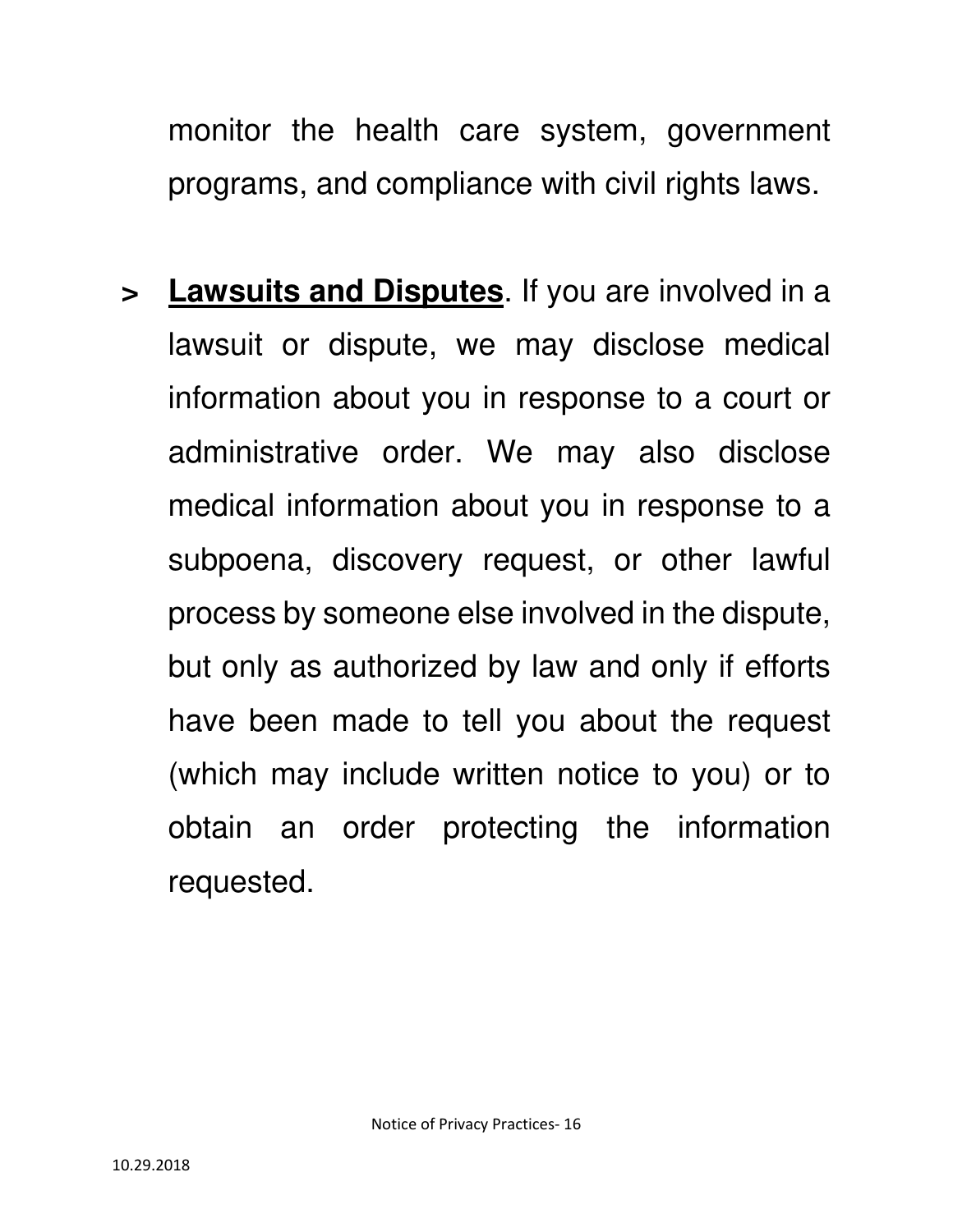monitor the health care system, government programs, and compliance with civil rights laws.

> **<u>Lawsuits and Disputes</u>**. If you are involved in a lawsuit or dispute, we may disclose medical information about you in response to a court or administrative order. We may also disclose medical information about you in response to a subpoena, discovery request, or other lawful process by someone else involved in the dispute, but only as authorized by law and only if efforts have been made to tell you about the request (which may include written notice to you) or to obtain an order protecting the information requested.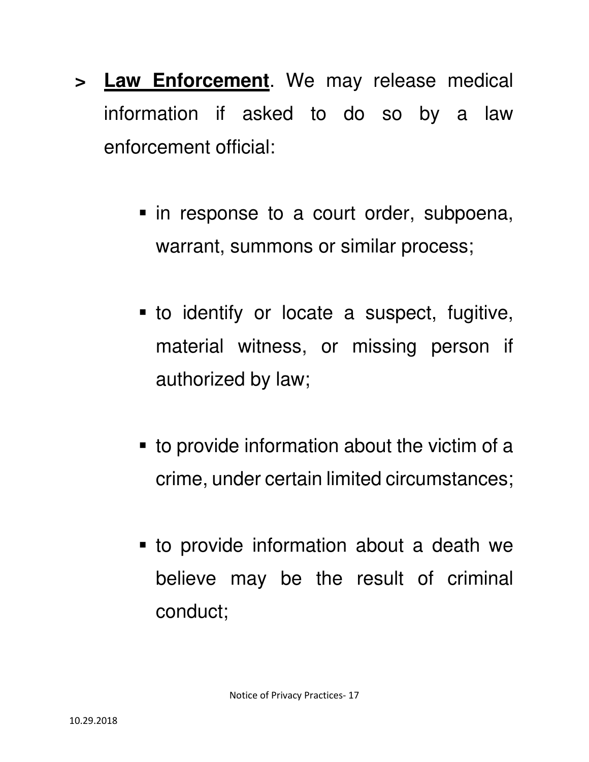> **Law Enforcement**. We may release medical information if asked to do so by a law enforcement official:

- in response to a court order, subpoena, warrant, summons or similar process;
- to identify or locate a suspect, fugitive, material witness, or missing person if authorized by law;
- to provide information about the victim of a crime, under certain limited circumstances;
- to provide information about a death we believe may be the result of criminal conduct;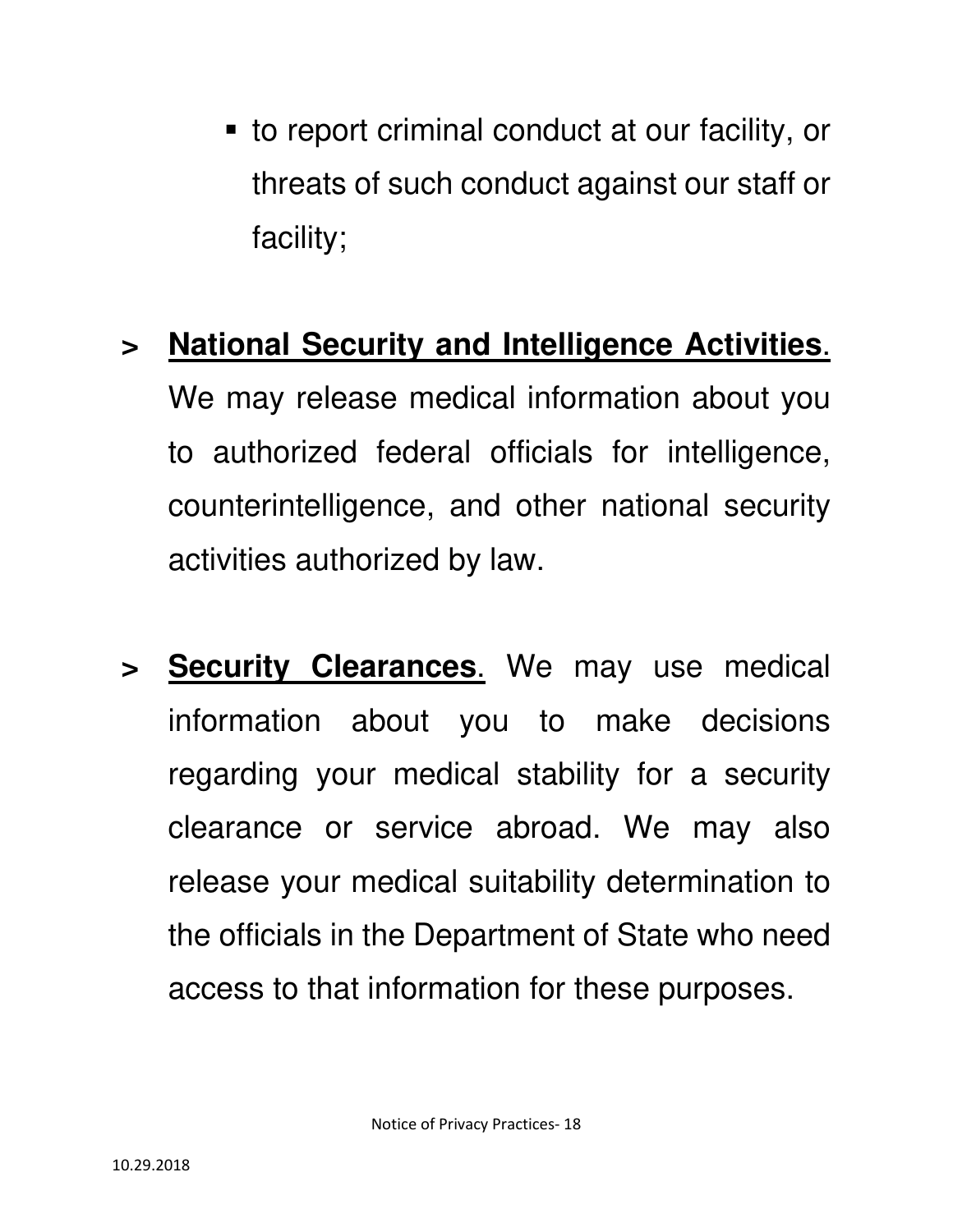- to report criminal conduct at our facility, or threats of such conduct against our staff or facility;

> **National Security and Intelligence Activities**. We may release medical information about you to authorized federal officials for intelligence, counterintelligence, and other national security activities authorized by law.

> **Security Clearances**. We may use medical information about you to make decisions regarding your medical stability for a security clearance or service abroad. We may also release your medical suitability determination to the officials in the Department of State who need access to that information for these purposes.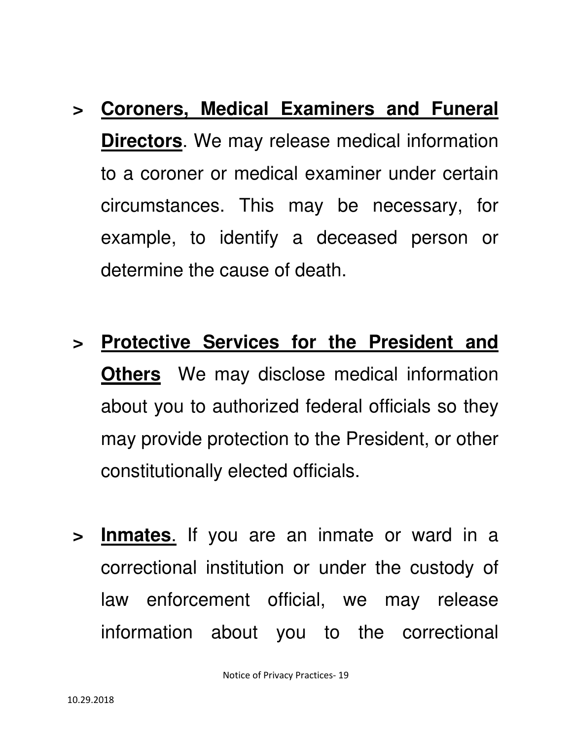> **Coroners, Medical Examiners and Funeral Directors**. We may release medical information to a coroner or medical examiner under certain circumstances. This may be necessary, for example, to identify a deceased person or determine the cause of death.

> **Protective Services for the President and Others** We may disclose medical information about you to authorized federal officials so they may provide protection to the President, or other constitutionally elected officials.

> **Inmates**. If you are an inmate or ward in a correctional institution or under the custody of law enforcement official, we may release information about you to the correctional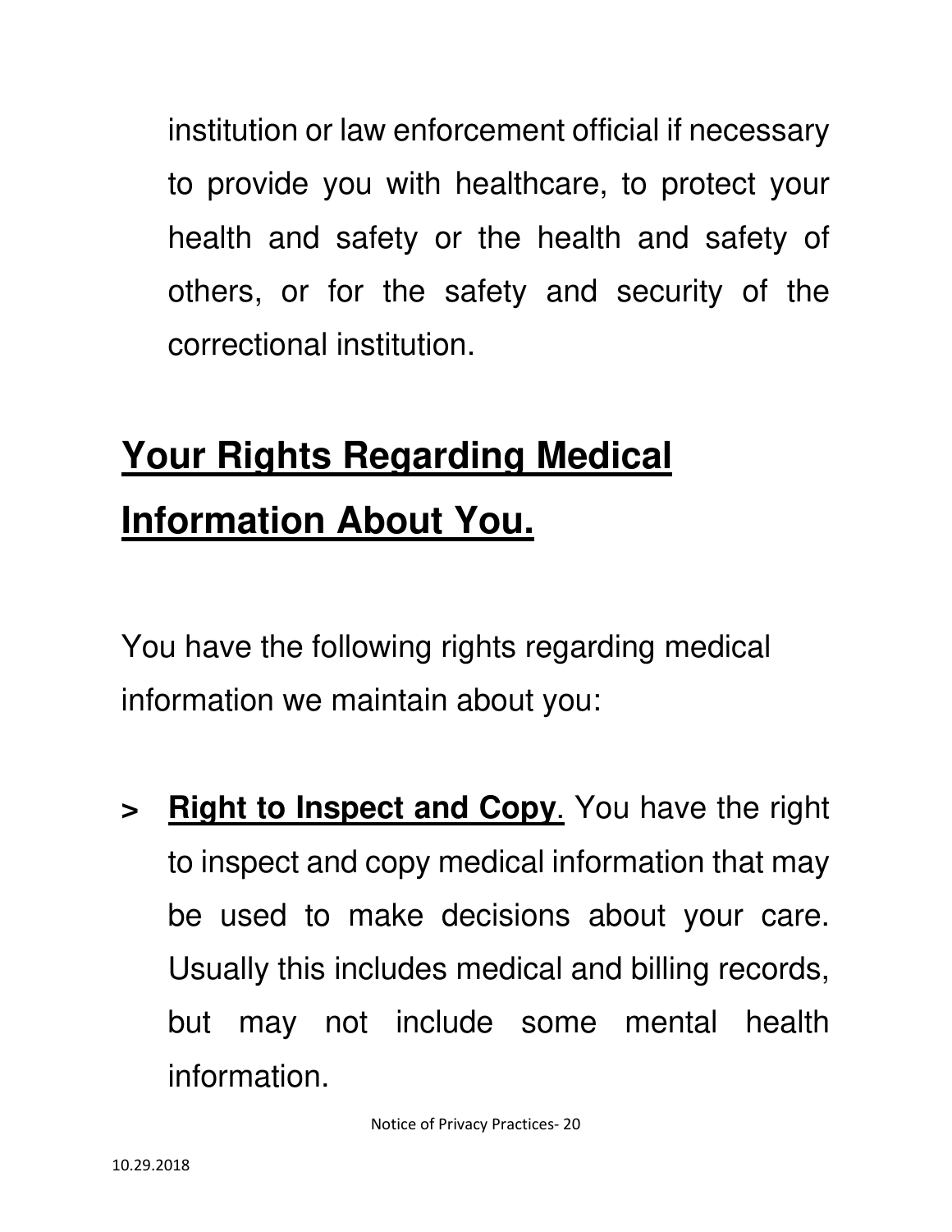institution or law enforcement official if necessary to provide you with healthcare, to protect your health and safety or the health and safety of others, or for the safety and security of the correctional institution.

## Your Rights Regarding Medical Information About You.

You have the following rights regarding medical information we maintain about you:

> **Right to Inspect and Copy**. You have the right to inspect and copy medical information that may be used to make decisions about your care. Usually this includes medical and billing records, but may not include some mental health information.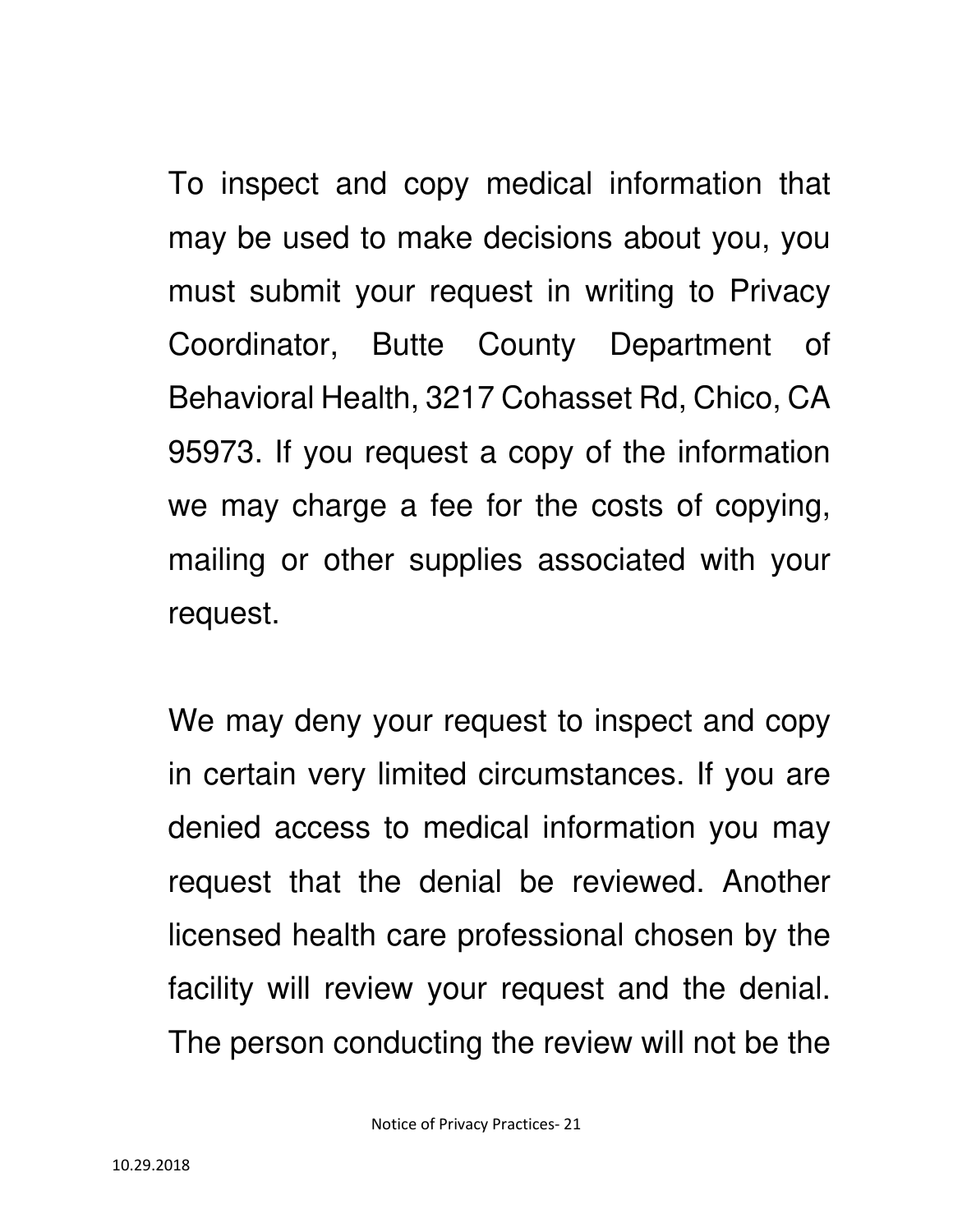To inspect and copy medical information that may be used to make decisions about you, you must submit your request in writing to Privacy Coordinator, Butte County Department of Behavioral Health, 3217 Cohasset Rd, Chico, CA 95973. If you request a copy of the information we may charge a fee for the costs of copying, mailing or other supplies associated with your request.

We may deny your request to inspect and copy in certain very limited circumstances. If you are denied access to medical information you may request that the denial be reviewed. Another licensed health care professional chosen by the facility will review your request and the denial. The person conducting the review will not be the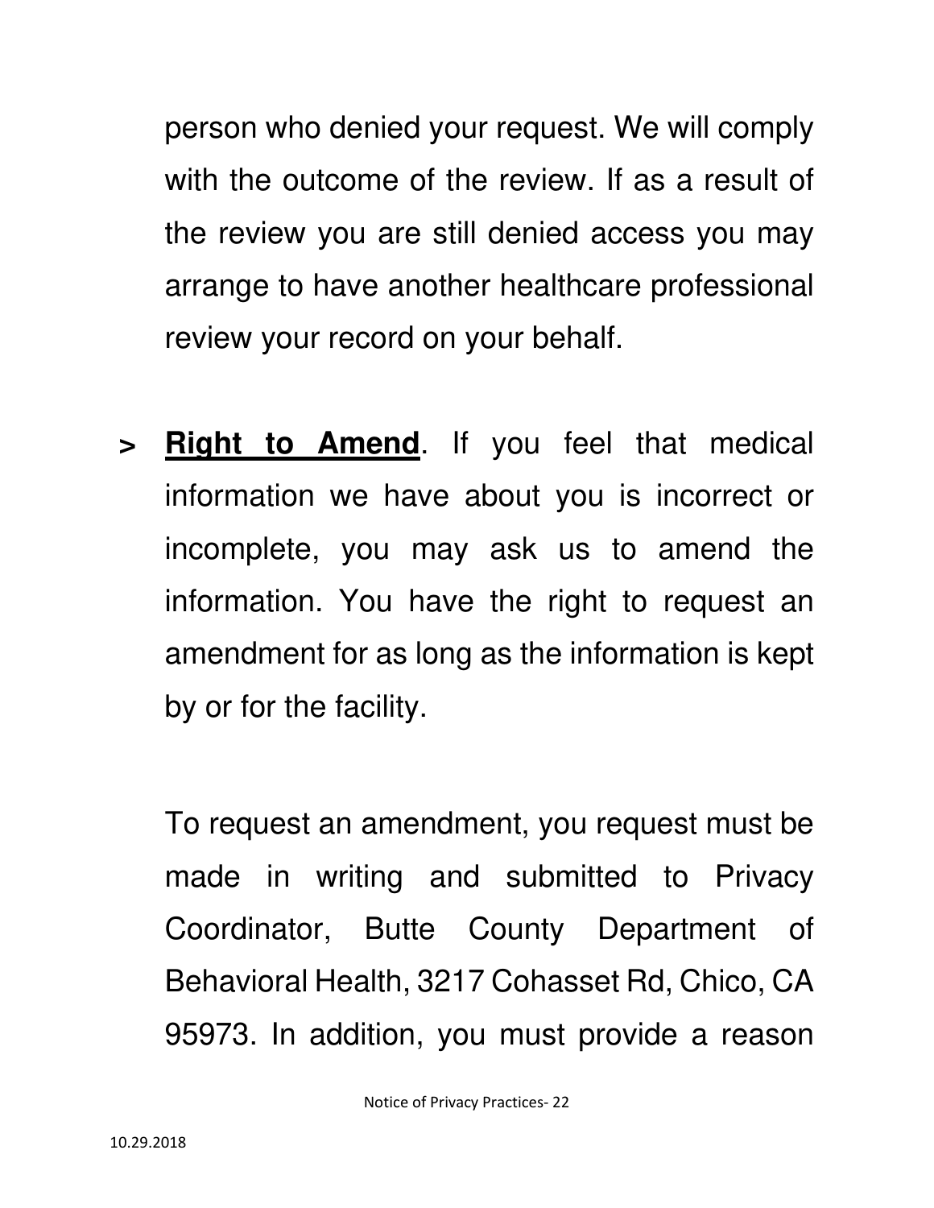person who denied your request. We will comply with the outcome of the review. If as a result of the review you are still denied access you may arrange to have another healthcare professional review your record on your behalf.

> **Right to Amend**. If you feel that medical information we have about you is incorrect or incomplete, you may ask us to amend the information. You have the right to request an amendment for as long as the information is kept by or for the facility.

To request an amendment, you request must be made in writing and submitted to Privacy Coordinator, Butte County Department of Behavioral Health, 3217 Cohasset Rd, Chico, CA 95973. In addition, you must provide a reason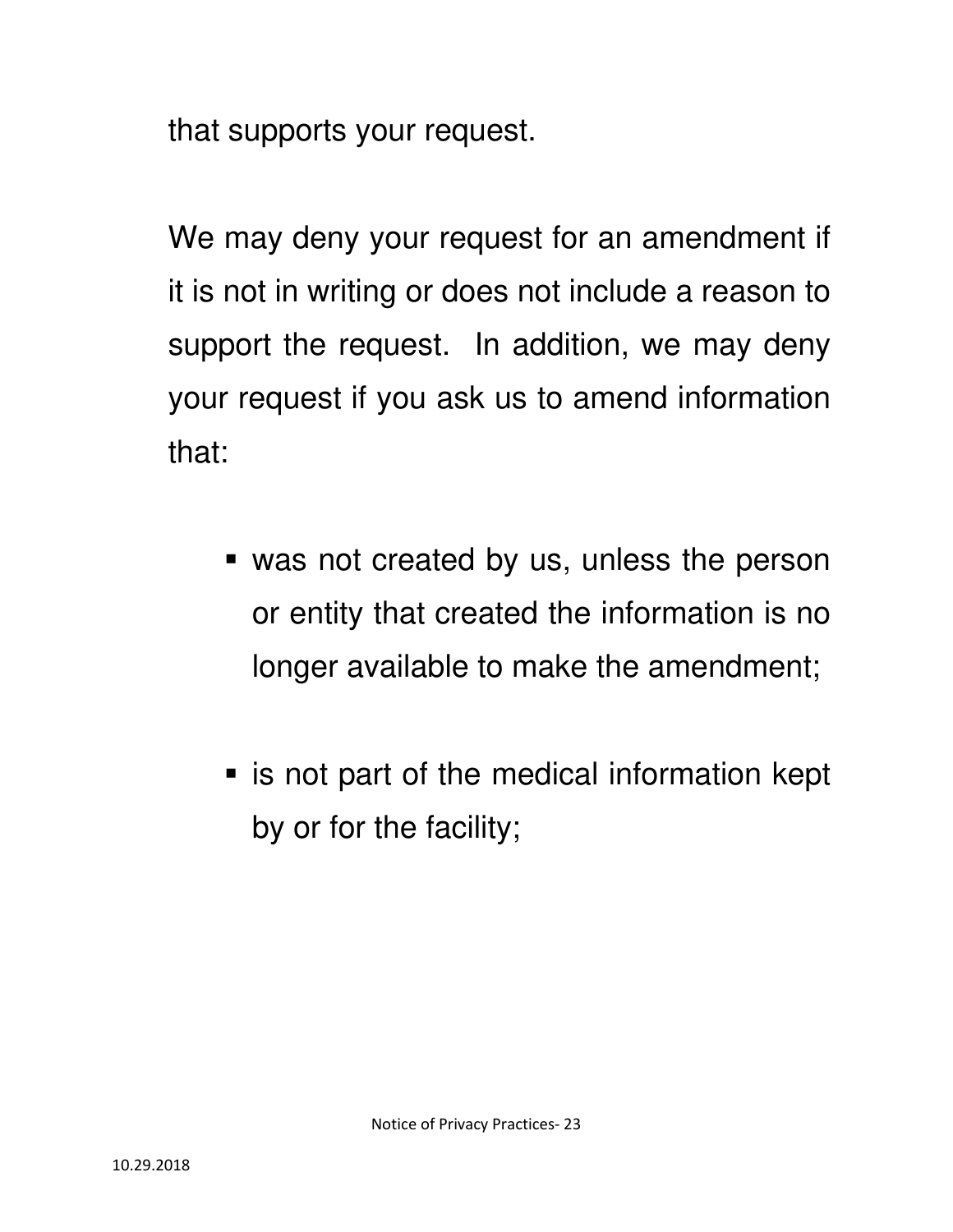that supports your request.

We may deny your request for an amendment if it is not in writing or does not include a reason to support the request. In addition, we may deny your request if you ask us to amend information that:

- was not created by us, unless the person or entity that created the information is no longer available to make the amendment;
- is not part of the medical information kept by or for the facility;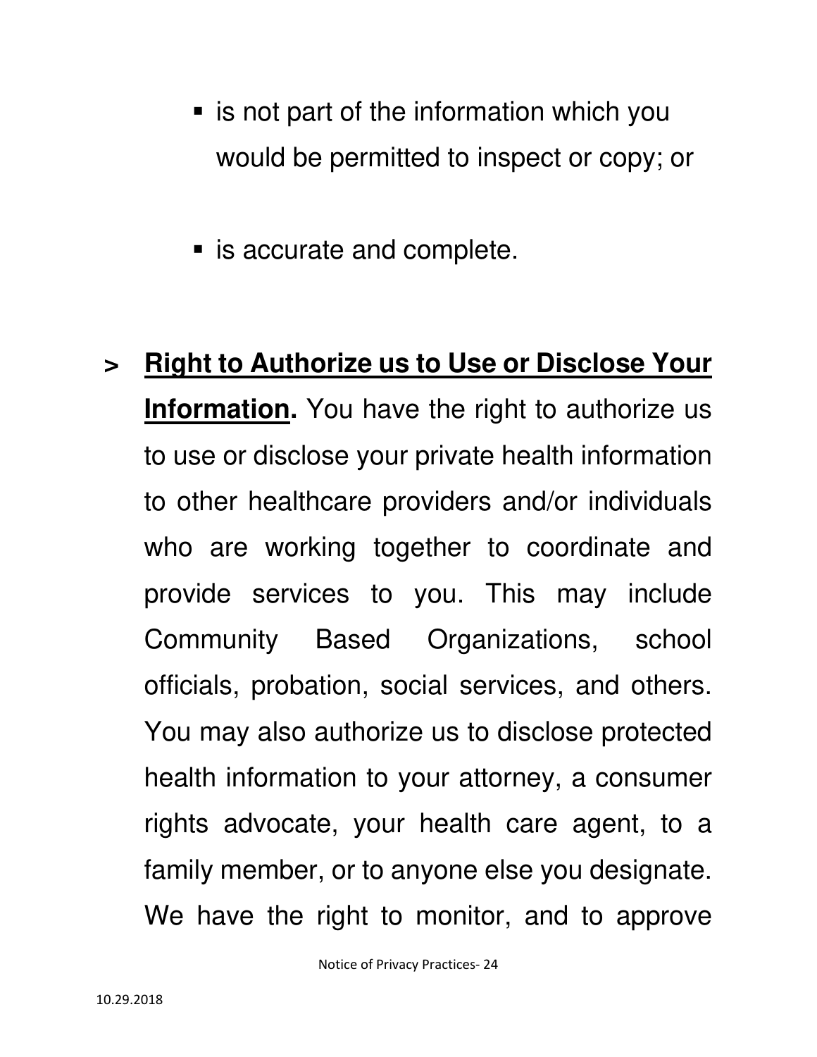- is not part of the information which you would be permitted to inspect or copy; or

- is accurate and complete.

> **Right to Authorize us to Use or Disclose Your Information.** You have the right to authorize us to use or disclose your private health information to other healthcare providers and/or individuals who are working together to coordinate and provide services to you. This may include Community Based Organizations, school officials, probation, social services, and others. You may also authorize us to disclose protected health information to your attorney, a consumer rights advocate, your health care agent, to a family member, or to anyone else you designate. We have the right to monitor, and to approve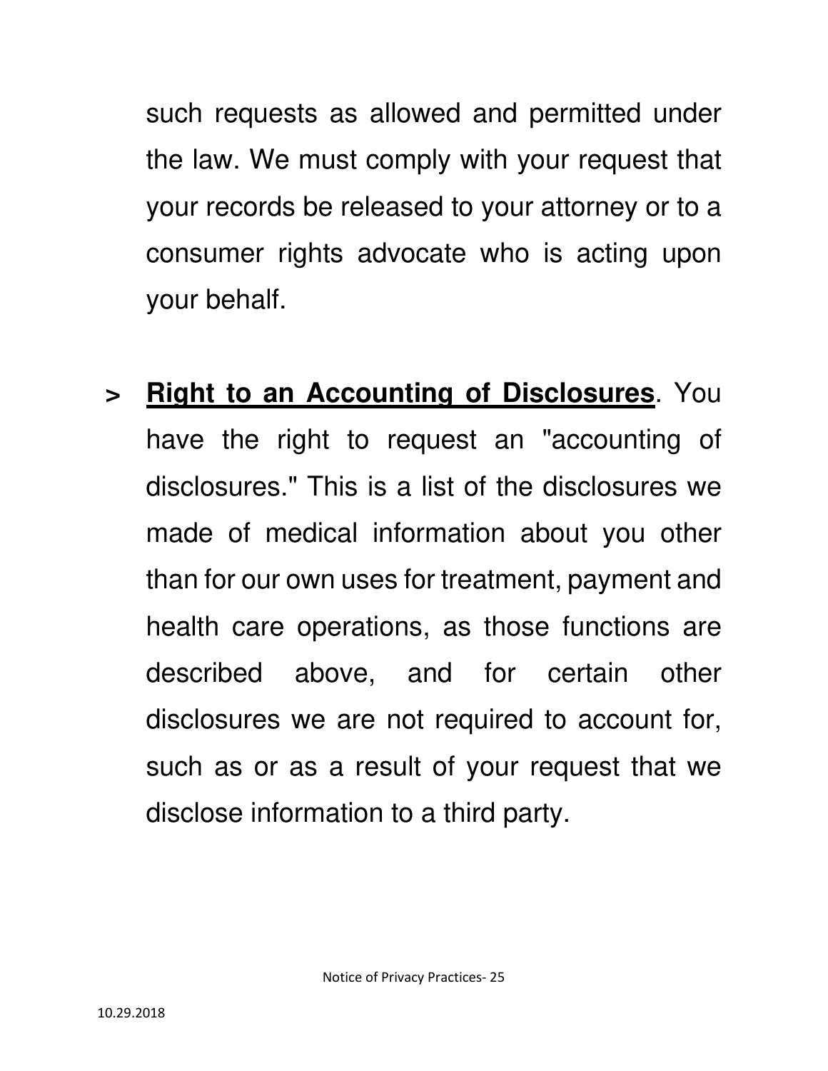such requests as allowed and permitted under the law. We must comply with your request that your records be released to your attorney or to a consumer rights advocate who is acting upon your behalf.

> **Right to an Accounting of Disclosures**. You have the right to request an "accounting of disclosures." This is a list of the disclosures we made of medical information about you other than for our own uses for treatment, payment and health care operations, as those functions are described above, and for certain other disclosures we are not required to account for, such as or as a result of your request that we disclose information to a third party.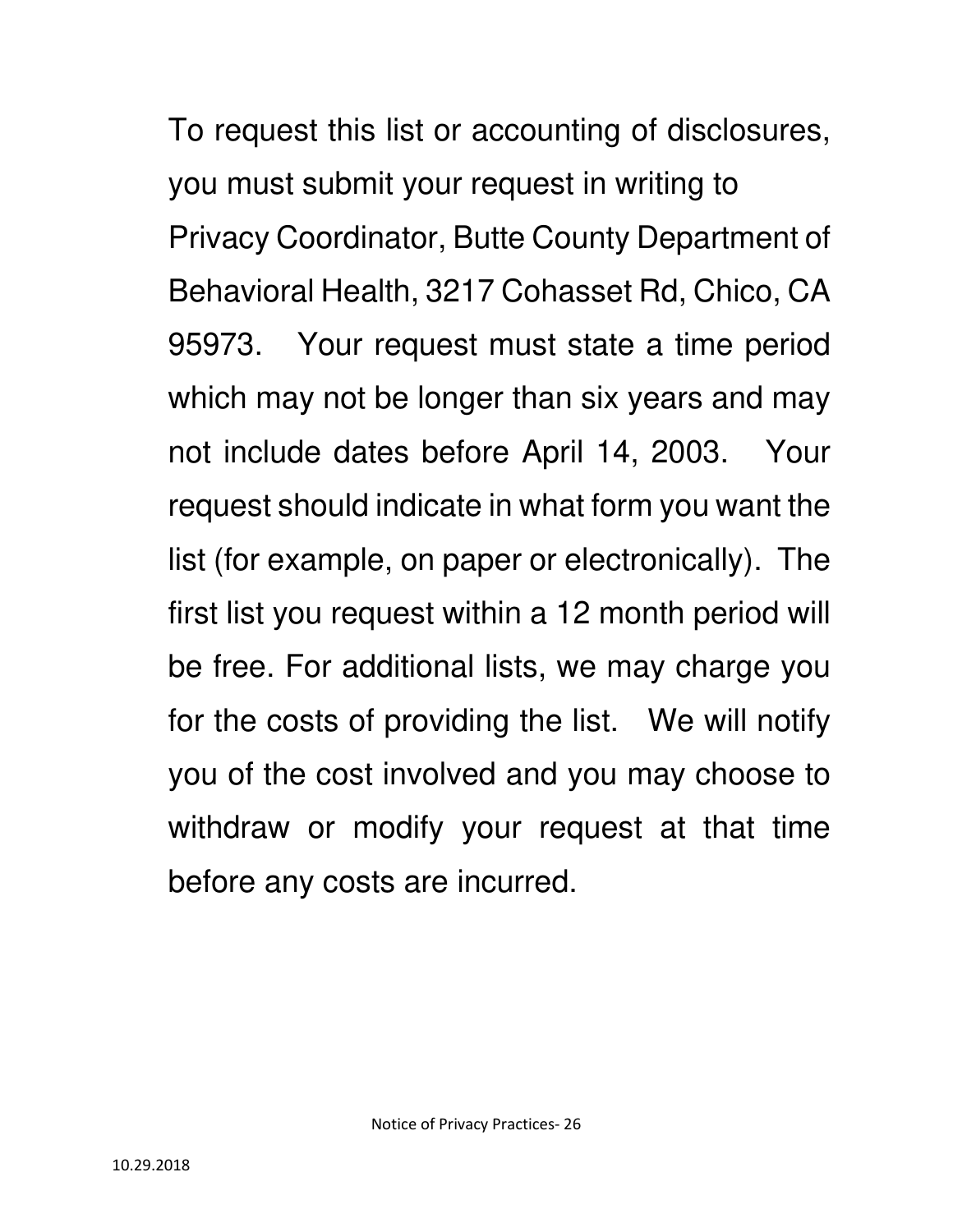To request this list or accounting of disclosures, you must submit your request in writing to Privacy Coordinator, Butte County Department of Behavioral Health, 3217 Cohasset Rd, Chico, CA 95973. Your request must state a time period which may not be longer than six years and may not include dates before April 14, 2003. Your request should indicate in what form you want the list (for example, on paper or electronically). The first list you request within a 12 month period will be free. For additional lists, we may charge you for the costs of providing the list. We will notify you of the cost involved and you may choose to withdraw or modify your request at that time before any costs are incurred.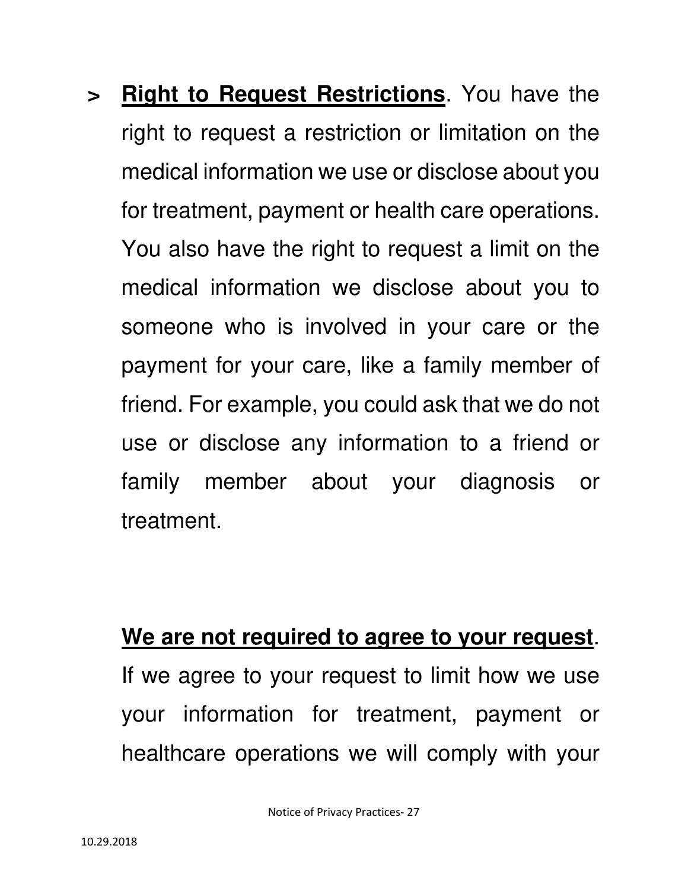> **Right to Request Restrictions**. You have the right to request a restriction or limitation on the medical information we use or disclose about you for treatment, payment or health care operations. You also have the right to request a limit on the medical information we disclose about you to someone who is involved in your care or the payment for your care, like a family member of friend. For example, you could ask that we do not use or disclose any information to a friend or family member about your diagnosis or treatment.

**We are not required to agree to your request**. If we agree to your request to limit how we use your information for treatment, payment or healthcare operations we will comply with your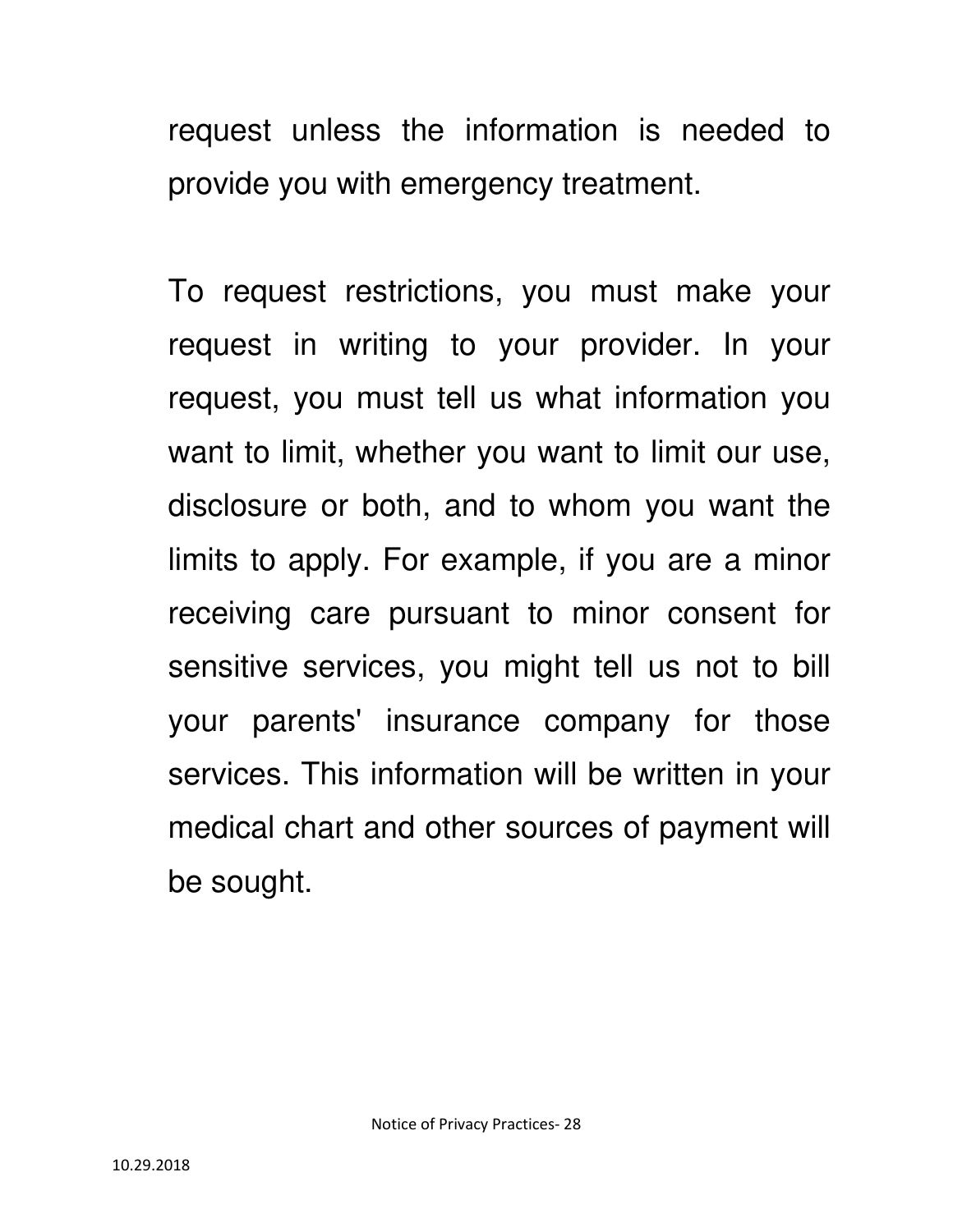request unless the information is needed to provide you with emergency treatment.

To request restrictions, you must make your request in writing to your provider. In your request, you must tell us what information you want to limit, whether you want to limit our use, disclosure or both, and to whom you want the limits to apply. For example, if you are a minor receiving care pursuant to minor consent for sensitive services, you might tell us not to bill your parents' insurance company for those services. This information will be written in your medical chart and other sources of payment will be sought.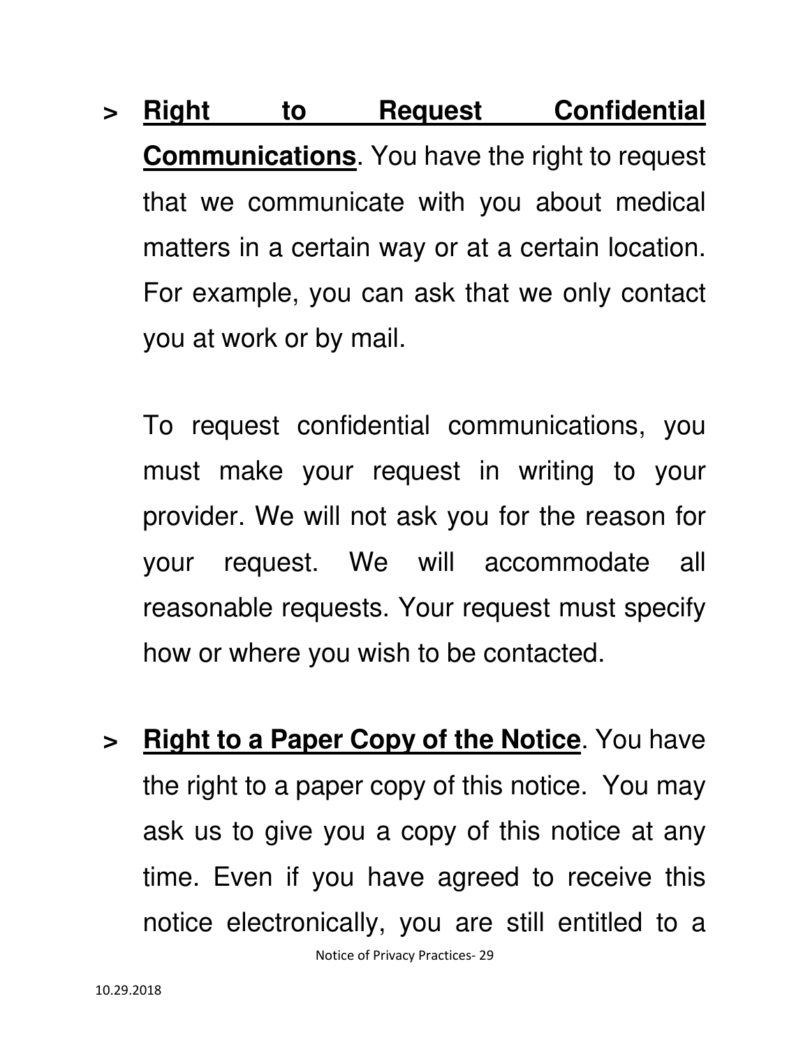> **<u>Right to Request Confidential Communications</u>**. You have the right to request that we communicate with you about medical matters in a certain way or at a certain location. For example, you can ask that we only contact you at work or by mail.
>
> To request confidential communications, you must make your request in writing to your provider. We will not ask you for the reason for your request. We will accommodate all reasonable requests. Your request must specify how or where you wish to be contacted.

> **<u>Right to a Paper Copy of the Notice</u>**. You have the right to a paper copy of this notice. You may ask us to give you a copy of this notice at any time. Even if you have agreed to receive this notice electronically, you are still entitled to a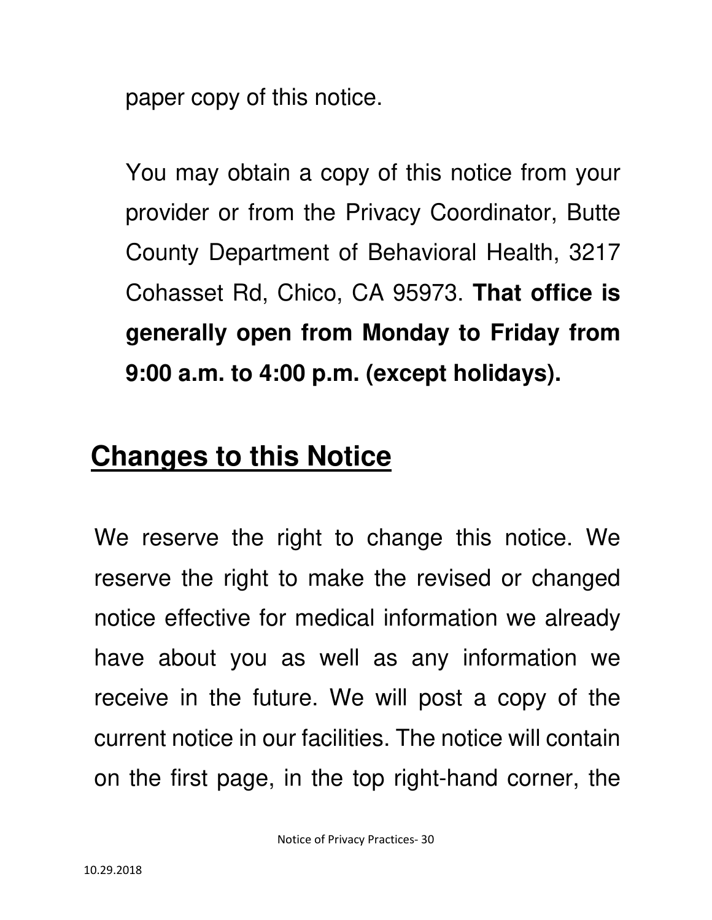paper copy of this notice.

You may obtain a copy of this notice from your provider or from the Privacy Coordinator, Butte County Department of Behavioral Health, 3217 Cohasset Rd, Chico, CA 95973. **That office is generally open from Monday to Friday from 9:00 a.m. to 4:00 p.m. (except holidays).**

## Changes to this Notice

We reserve the right to change this notice. We reserve the right to make the revised or changed notice effective for medical information we already have about you as well as any information we receive in the future. We will post a copy of the current notice in our facilities. The notice will contain on the first page, in the top right-hand corner, the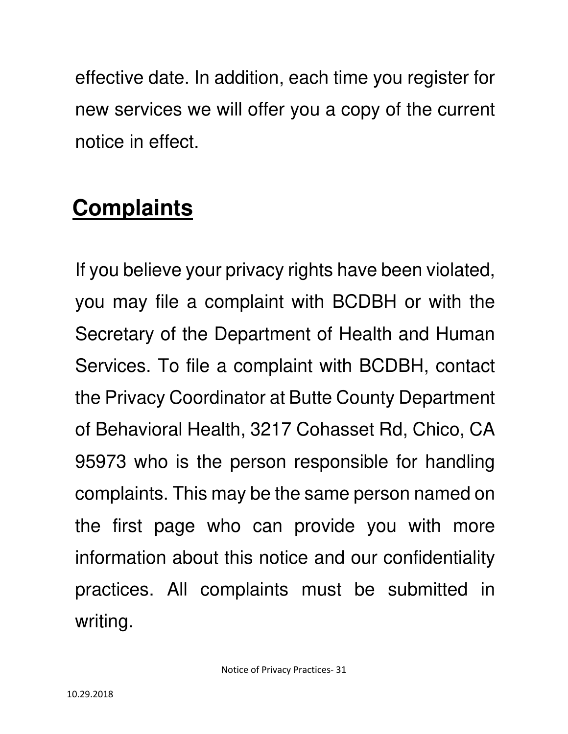effective date. In addition, each time you register for new services we will offer you a copy of the current notice in effect.

## Complaints

If you believe your privacy rights have been violated, you may file a complaint with BCDBH or with the Secretary of the Department of Health and Human Services. To file a complaint with BCDBH, contact the Privacy Coordinator at Butte County Department of Behavioral Health, 3217 Cohasset Rd, Chico, CA 95973 who is the person responsible for handling complaints. This may be the same person named on the first page who can provide you with more information about this notice and our confidentiality practices. All complaints must be submitted in writing.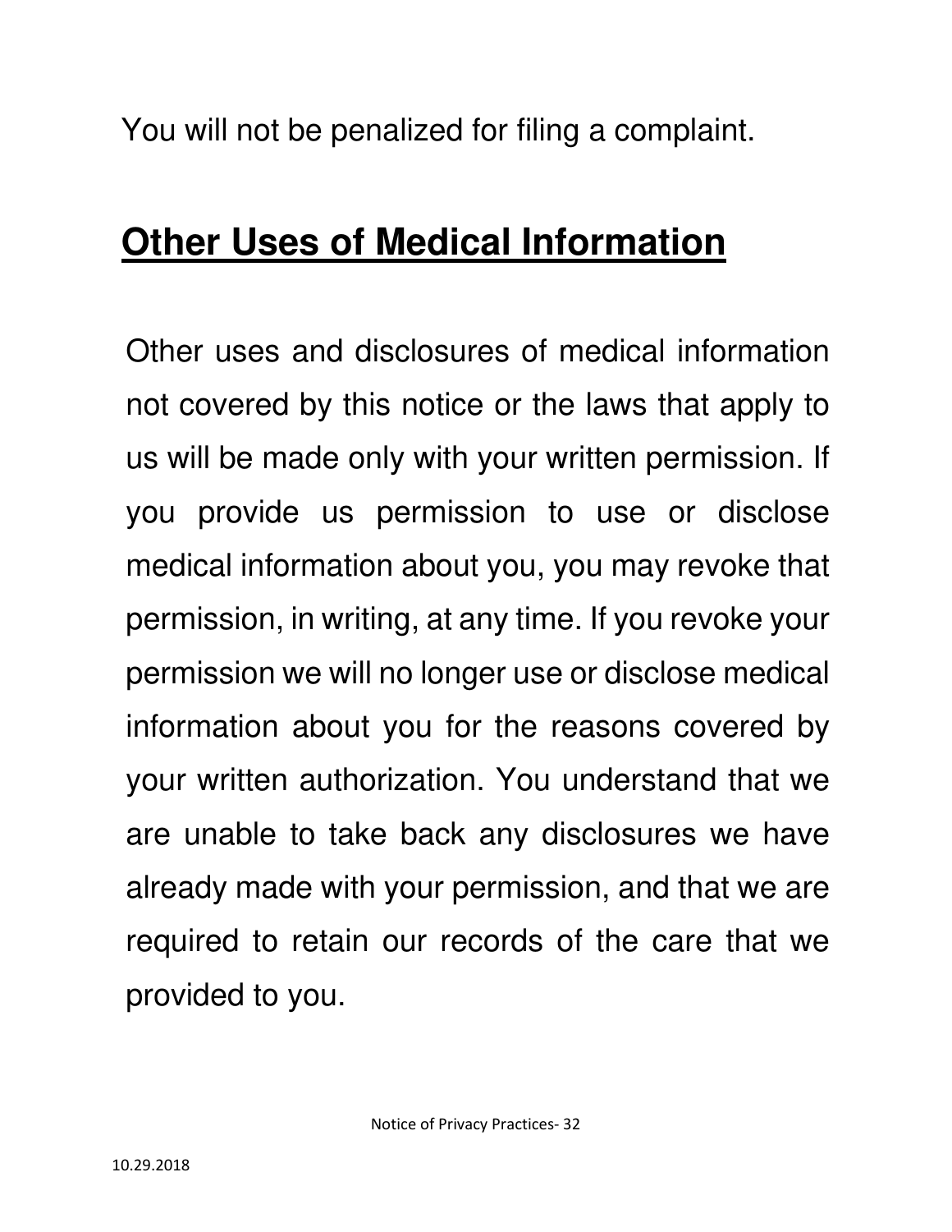You will not be penalized for filing a complaint.

## Other Uses of Medical Information

Other uses and disclosures of medical information not covered by this notice or the laws that apply to us will be made only with your written permission. If you provide us permission to use or disclose medical information about you, you may revoke that permission, in writing, at any time. If you revoke your permission we will no longer use or disclose medical information about you for the reasons covered by your written authorization. You understand that we are unable to take back any disclosures we have already made with your permission, and that we are required to retain our records of the care that we provided to you.